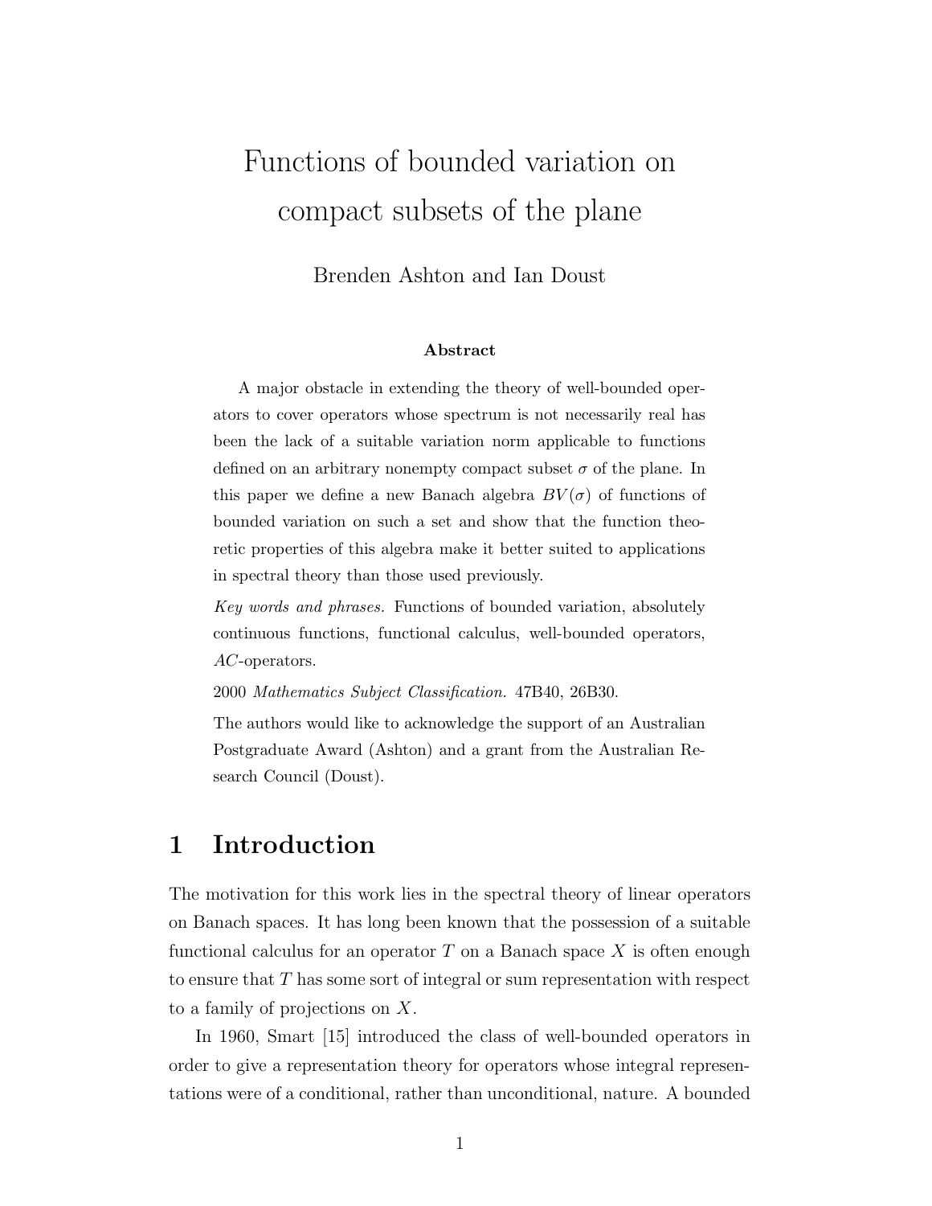# Functions of bounded variation on compact subsets of the plane

Brenden Ashton and Ian Doust

**Abstract**

A major obstacle in extending the theory of well-bounded operators to cover operators whose spectrum is not necessarily real has been the lack of a suitable variation norm applicable to functions defined on an arbitrary nonempty compact subset $\sigma$ of the plane. In this paper we define a new Banach algebra $BV(\sigma)$ of functions of bounded variation on such a set and show that the function theoretic properties of this algebra make it better suited to applications in spectral theory than those used previously.

*Key words and phrases.* Functions of bounded variation, absolutely continuous functions, functional calculus, well-bounded operators, $AC$-operators.

2000 *Mathematics Subject Classification.* 47B40, 26B30.

The authors would like to acknowledge the support of an Australian Postgraduate Award (Ashton) and a grant from the Australian Research Council (Doust).

## 1 Introduction

The motivation for this work lies in the spectral theory of linear operators on Banach spaces. It has long been known that the possession of a suitable functional calculus for an operator $T$ on a Banach space $X$ is often enough to ensure that $T$ has some sort of integral or sum representation with respect to a family of projections on $X$.

In 1960, Smart [15] introduced the class of well-bounded operators in order to give a representation theory for operators whose integral representations were of a conditional, rather than unconditional, nature. A bounded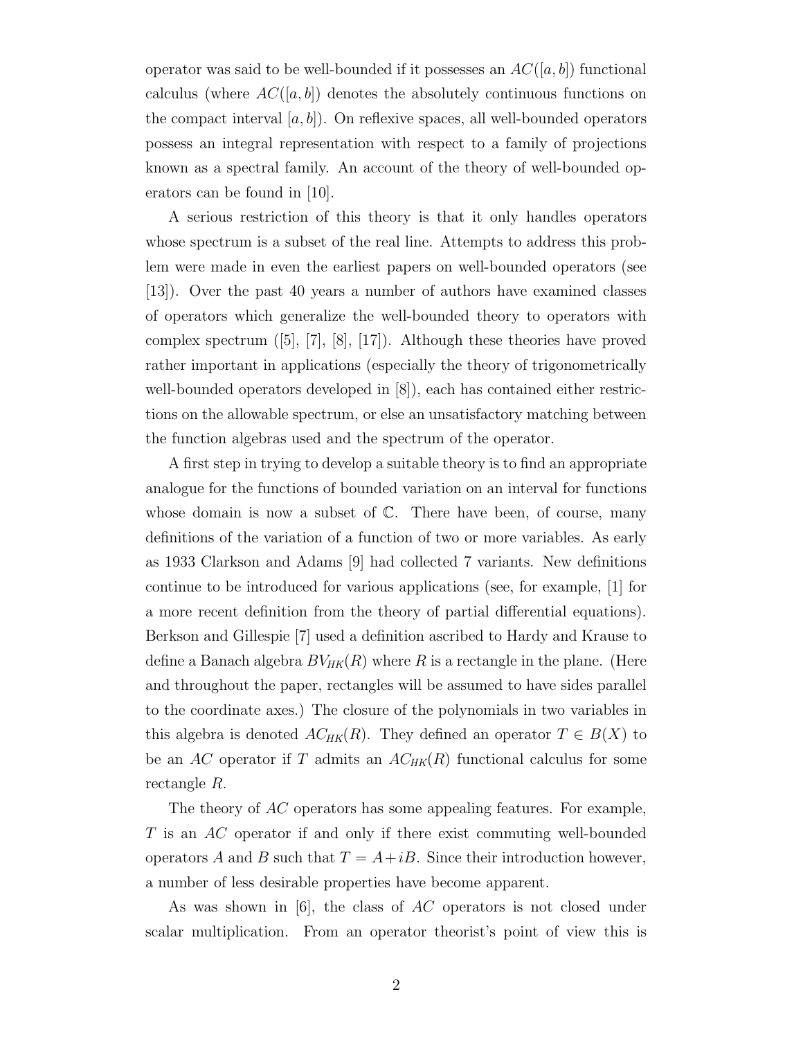operator was said to be well-bounded if it possesses an $AC([a,b])$ functional calculus (where $AC([a,b])$ denotes the absolutely continuous functions on the compact interval $[a,b]$). On reflexive spaces, all well-bounded operators possess an integral representation with respect to a family of projections known as a spectral family. An account of the theory of well-bounded operators can be found in [10].

A serious restriction of this theory is that it only handles operators whose spectrum is a subset of the real line. Attempts to address this problem were made in even the earliest papers on well-bounded operators (see [13]). Over the past 40 years a number of authors have examined classes of operators which generalize the well-bounded theory to operators with complex spectrum ([5], [7], [8], [17]). Although these theories have proved rather important in applications (especially the theory of trigonometrically well-bounded operators developed in [8]), each has contained either restrictions on the allowable spectrum, or else an unsatisfactory matching between the function algebras used and the spectrum of the operator.

A first step in trying to develop a suitable theory is to find an appropriate analogue for the functions of bounded variation on an interval for functions whose domain is now a subset of $\mathbb{C}$. There have been, of course, many definitions of the variation of a function of two or more variables. As early as 1933 Clarkson and Adams [9] had collected 7 variants. New definitions continue to be introduced for various applications (see, for example, [1] for a more recent definition from the theory of partial differential equations). Berkson and Gillespie [7] used a definition ascribed to Hardy and Krause to define a Banach algebra $BV_{HK}(R)$ where $R$ is a rectangle in the plane. (Here and throughout the paper, rectangles will be assumed to have sides parallel to the coordinate axes.) The closure of the polynomials in two variables in this algebra is denoted $AC_{HK}(R)$. They defined an operator $T \in B(X)$ to be an $AC$ operator if $T$ admits an $AC_{HK}(R)$ functional calculus for some rectangle $R$.

The theory of $AC$ operators has some appealing features. For example, $T$ is an $AC$ operator if and only if there exist commuting well-bounded operators $A$ and $B$ such that $T = A + iB$. Since their introduction however, a number of less desirable properties have become apparent.

As was shown in [6], the class of $AC$ operators is not closed under scalar multiplication. From an operator theorist's point of view this is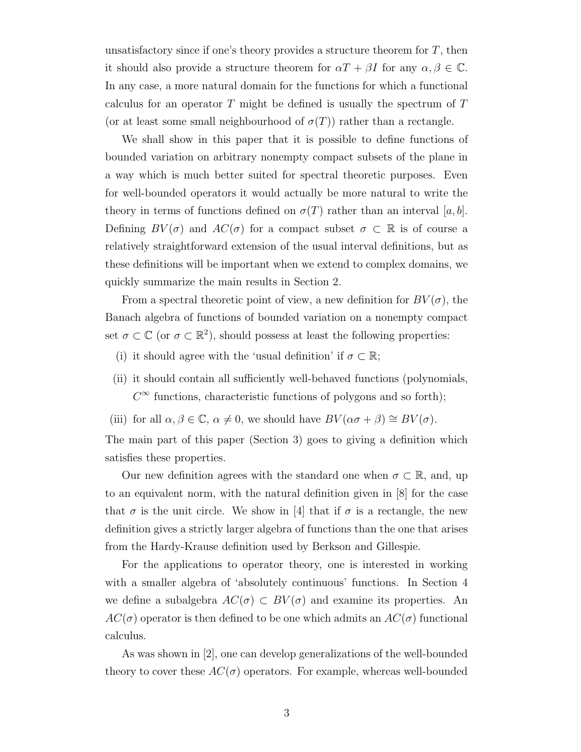unsatisfactory since if one's theory provides a structure theorem for $T$, then it should also provide a structure theorem for $\alpha T + \beta I$ for any $\alpha, \beta \in \mathbb{C}$. In any case, a more natural domain for the functions for which a functional calculus for an operator $T$ might be defined is usually the spectrum of $T$ (or at least some small neighbourhood of $\sigma(T)$) rather than a rectangle.

We shall show in this paper that it is possible to define functions of bounded variation on arbitrary nonempty compact subsets of the plane in a way which is much better suited for spectral theoretic purposes. Even for well-bounded operators it would actually be more natural to write the theory in terms of functions defined on $\sigma(T)$ rather than an interval $[a, b]$. Defining $BV(\sigma)$ and $AC(\sigma)$ for a compact subset $\sigma \subset \mathbb{R}$ is of course a relatively straightforward extension of the usual interval definitions, but as these definitions will be important when we extend to complex domains, we quickly summarize the main results in Section 2.

From a spectral theoretic point of view, a new definition for $BV(\sigma)$, the Banach algebra of functions of bounded variation on a nonempty compact set $\sigma \subset \mathbb{C}$ (or $\sigma \subset \mathbb{R}^2$), should possess at least the following properties:

(i) it should agree with the 'usual definition' if $\sigma \subset \mathbb{R}$;

(ii) it should contain all sufficiently well-behaved functions (polynomials, $C^\infty$ functions, characteristic functions of polygons and so forth);

(iii) for all $\alpha, \beta \in \mathbb{C}$, $\alpha \neq 0$, we should have $BV(\alpha\sigma + \beta) \cong BV(\sigma)$.

The main part of this paper (Section 3) goes to giving a definition which satisfies these properties.

Our new definition agrees with the standard one when $\sigma \subset \mathbb{R}$, and, up to an equivalent norm, with the natural definition given in [8] for the case that $\sigma$ is the unit circle. We show in [4] that if $\sigma$ is a rectangle, the new definition gives a strictly larger algebra of functions than the one that arises from the Hardy-Krause definition used by Berkson and Gillespie.

For the applications to operator theory, one is interested in working with a smaller algebra of 'absolutely continuous' functions. In Section 4 we define a subalgebra $AC(\sigma) \subset BV(\sigma)$ and examine its properties. An $AC(\sigma)$ operator is then defined to be one which admits an $AC(\sigma)$ functional calculus.

As was shown in [2], one can develop generalizations of the well-bounded theory to cover these $AC(\sigma)$ operators. For example, whereas well-bounded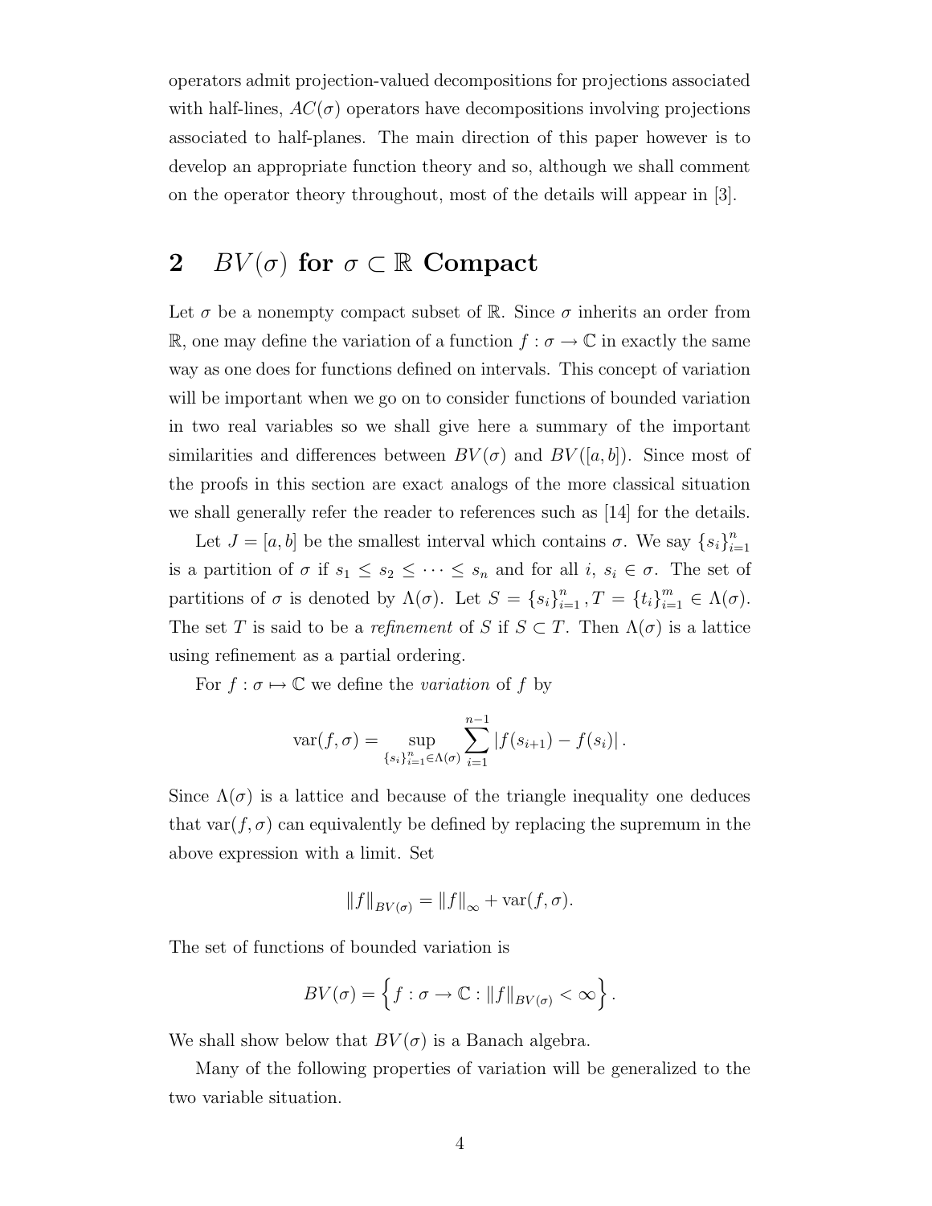operators admit projection-valued decompositions for projections associated with half-lines, $AC(\sigma)$ operators have decompositions involving projections associated to half-planes. The main direction of this paper however is to develop an appropriate function theory and so, although we shall comment on the operator theory throughout, most of the details will appear in [3].

## 2 $BV(\sigma)$ for $\sigma \subset \mathbb{R}$ Compact

Let $\sigma$ be a nonempty compact subset of $\mathbb{R}$. Since $\sigma$ inherits an order from $\mathbb{R}$, one may define the variation of a function $f : \sigma \to \mathbb{C}$ in exactly the same way as one does for functions defined on intervals. This concept of variation will be important when we go on to consider functions of bounded variation in two real variables so we shall give here a summary of the important similarities and differences between $BV(\sigma)$ and $BV([a, b])$. Since most of the proofs in this section are exact analogs of the more classical situation we shall generally refer the reader to references such as [14] for the details.

Let $J = [a, b]$ be the smallest interval which contains $\sigma$. We say $\{s_i\}_{i=1}^n$ is a partition of $\sigma$ if $s_1 \le s_2 \le \cdots \le s_n$ and for all $i$, $s_i \in \sigma$. The set of partitions of $\sigma$ is denoted by $\Lambda(\sigma)$. Let $S = \{s_i\}_{i=1}^n, T = \{t_i\}_{i=1}^m \in \Lambda(\sigma)$. The set $T$ is said to be a *refinement* of $S$ if $S \subset T$. Then $\Lambda(\sigma)$ is a lattice using refinement as a partial ordering.

For $f : \sigma \mapsto \mathbb{C}$ we define the *variation* of $f$ by

$$\operatorname{var}(f, \sigma) = \sup_{\{s_i\}_{i=1}^n \in \Lambda(\sigma)} \sum_{i=1}^{n-1} |f(s_{i+1}) - f(s_i)| .$$

Since $\Lambda(\sigma)$ is a lattice and because of the triangle inequality one deduces that $\operatorname{var}(f, \sigma)$ can equivalently be defined by replacing the supremum in the above expression with a limit. Set

$$\|f\|_{BV(\sigma)} = \|f\|_\infty + \operatorname{var}(f, \sigma).$$

The set of functions of bounded variation is

$$BV(\sigma) = \left\{ f : \sigma \to \mathbb{C} : \|f\|_{BV(\sigma)} < \infty \right\}.$$

We shall show below that $BV(\sigma)$ is a Banach algebra.

Many of the following properties of variation will be generalized to the two variable situation.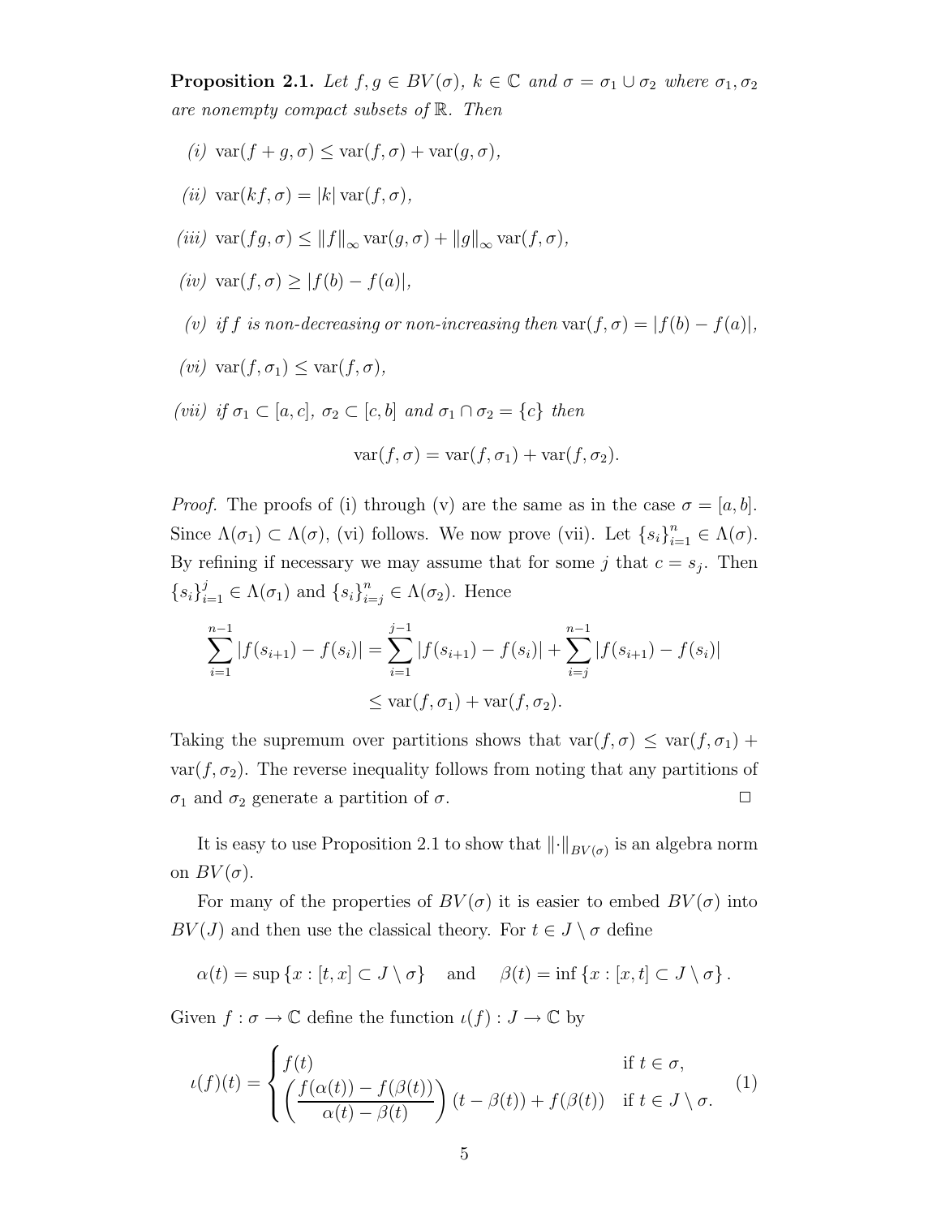**Proposition 2.1.** *Let $f, g \in BV(\sigma)$, $k \in \mathbb{C}$ and $\sigma = \sigma_1 \cup \sigma_2$ where $\sigma_1, \sigma_2$ are nonempty compact subsets of $\mathbb{R}$. Then*

*(i)* $\operatorname{var}(f + g, \sigma) \le \operatorname{var}(f, \sigma) + \operatorname{var}(g, \sigma)$,

*(ii)* $\operatorname{var}(kf, \sigma) = |k| \operatorname{var}(f, \sigma)$,

*(iii)* $\operatorname{var}(fg, \sigma) \le \|f\|_\infty \operatorname{var}(g, \sigma) + \|g\|_\infty \operatorname{var}(f, \sigma)$,

*(iv)* $\operatorname{var}(f, \sigma) \ge |f(b) - f(a)|$,

*(v) if $f$ is non-decreasing or non-increasing then* $\operatorname{var}(f, \sigma) = |f(b) - f(a)|$,

*(vi)* $\operatorname{var}(f, \sigma_1) \le \operatorname{var}(f, \sigma)$,

*(vii) if $\sigma_1 \subset [a, c]$, $\sigma_2 \subset [c, b]$ and $\sigma_1 \cap \sigma_2 = \{c\}$ then*

$$\operatorname{var}(f, \sigma) = \operatorname{var}(f, \sigma_1) + \operatorname{var}(f, \sigma_2).$$

*Proof.* The proofs of (i) through (v) are the same as in the case $\sigma = [a, b]$. Since $\Lambda(\sigma_1) \subset \Lambda(\sigma)$, (vi) follows. We now prove (vii). Let $\{s_i\}_{i=1}^n \in \Lambda(\sigma)$. By refining if necessary we may assume that for some $j$ that $c = s_j$. Then $\{s_i\}_{i=1}^j \in \Lambda(\sigma_1)$ and $\{s_i\}_{i=j}^n \in \Lambda(\sigma_2)$. Hence

$$\sum_{i=1}^{n-1} |f(s_{i+1}) - f(s_i)| = \sum_{i=1}^{j-1} |f(s_{i+1}) - f(s_i)| + \sum_{i=j}^{n-1} |f(s_{i+1}) - f(s_i)|$$
$$\le \operatorname{var}(f, \sigma_1) + \operatorname{var}(f, \sigma_2).$$

Taking the supremum over partitions shows that $\operatorname{var}(f, \sigma) \le \operatorname{var}(f, \sigma_1) + \operatorname{var}(f, \sigma_2)$. The reverse inequality follows from noting that any partitions of $\sigma_1$ and $\sigma_2$ generate a partition of $\sigma$. $\square$

It is easy to use Proposition 2.1 to show that $\|\cdot\|_{BV(\sigma)}$ is an algebra norm on $BV(\sigma)$.

For many of the properties of $BV(\sigma)$ it is easier to embed $BV(\sigma)$ into $BV(J)$ and then use the classical theory. For $t \in J \setminus \sigma$ define

$$\alpha(t) = \sup\{x : [t, x] \subset J \setminus \sigma\} \quad \text{and} \quad \beta(t) = \inf\{x : [x, t] \subset J \setminus \sigma\}.$$

Given $f : \sigma \to \mathbb{C}$ define the function $\iota(f) : J \to \mathbb{C}$ by

$$\iota(f)(t) = \begin{cases} f(t) & \text{if } t \in \sigma, \\ \left( \dfrac{f(\alpha(t)) - f(\beta(t))}{\alpha(t) - \beta(t)} \right)(t - \beta(t)) + f(\beta(t)) & \text{if } t \in J \setminus \sigma. \end{cases} \tag{1}$$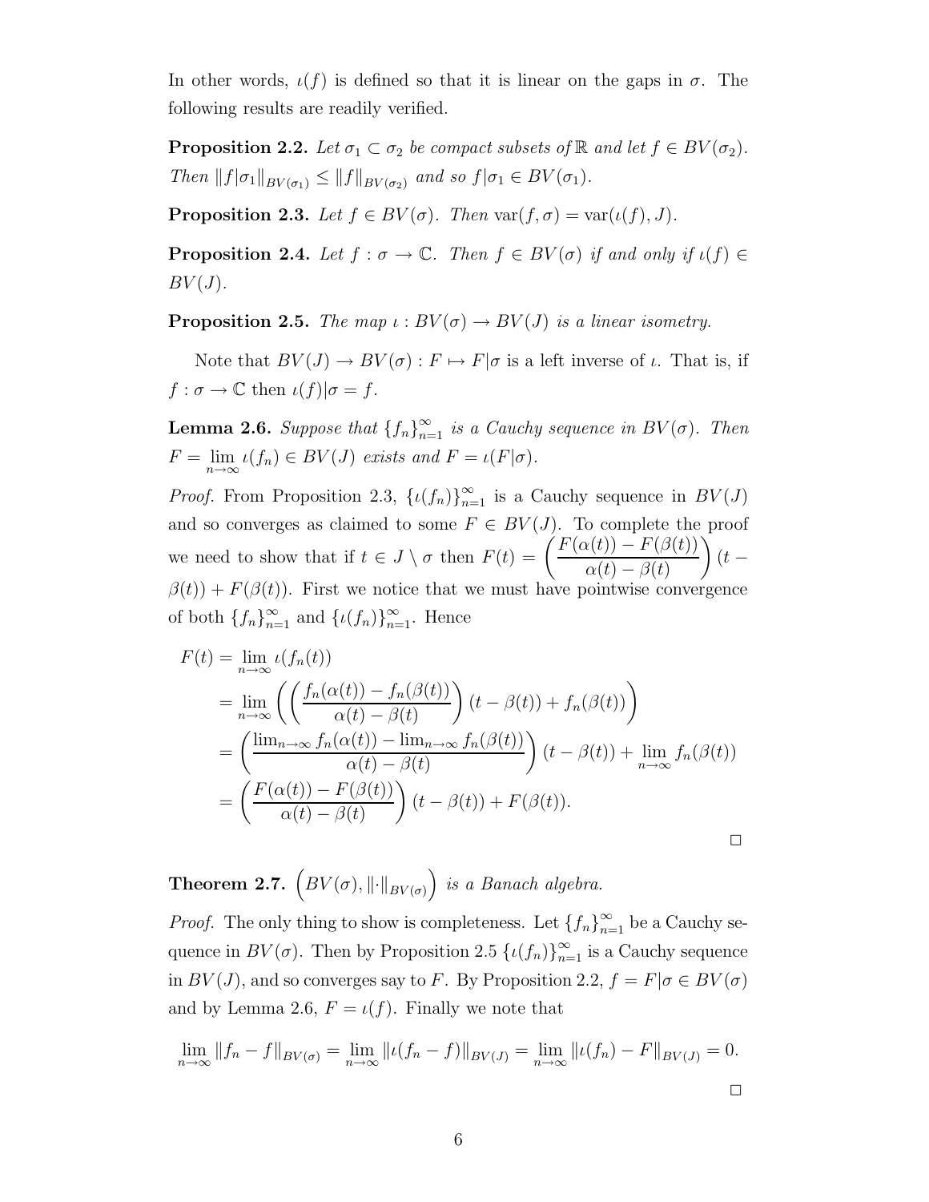In other words, $\iota(f)$ is defined so that it is linear on the gaps in $\sigma$. The following results are readily verified.

**Proposition 2.2.** *Let $\sigma_1 \subset \sigma_2$ be compact subsets of $\mathbb{R}$ and let $f \in BV(\sigma_2)$. Then $\|f|\sigma_1\|_{BV(\sigma_1)} \leq \|f\|_{BV(\sigma_2)}$ and so $f|\sigma_1 \in BV(\sigma_1)$.*

**Proposition 2.3.** *Let $f \in BV(\sigma)$. Then $\operatorname{var}(f, \sigma) = \operatorname{var}(\iota(f), J)$.*

**Proposition 2.4.** *Let $f : \sigma \to \mathbb{C}$. Then $f \in BV(\sigma)$ if and only if $\iota(f) \in BV(J)$.*

**Proposition 2.5.** *The map $\iota : BV(\sigma) \to BV(J)$ is a linear isometry.*

Note that $BV(J) \to BV(\sigma) : F \mapsto F|\sigma$ is a left inverse of $\iota$. That is, if $f : \sigma \to \mathbb{C}$ then $\iota(f)|\sigma = f$.

**Lemma 2.6.** *Suppose that $\{f_n\}_{n=1}^\infty$ is a Cauchy sequence in $BV(\sigma)$. Then $F = \lim_{n\to\infty} \iota(f_n) \in BV(J)$ exists and $F = \iota(F|\sigma)$.*

*Proof.* From Proposition 2.3, $\{\iota(f_n)\}_{n=1}^\infty$ is a Cauchy sequence in $BV(J)$ and so converges as claimed to some $F \in BV(J)$. To complete the proof we need to show that if $t \in J \setminus \sigma$ then $F(t) = \left(\dfrac{F(\alpha(t)) - F(\beta(t))}{\alpha(t) - \beta(t)}\right)(t - \beta(t)) + F(\beta(t))$. First we notice that we must have pointwise convergence of both $\{f_n\}_{n=1}^\infty$ and $\{\iota(f_n)\}_{n=1}^\infty$. Hence

$$
\begin{aligned}
F(t) &= \lim_{n\to\infty} \iota(f_n(t)) \\
&= \lim_{n\to\infty} \left( \left( \frac{f_n(\alpha(t)) - f_n(\beta(t))}{\alpha(t) - \beta(t)} \right)(t - \beta(t)) + f_n(\beta(t)) \right) \\
&= \left( \frac{\lim_{n\to\infty} f_n(\alpha(t)) - \lim_{n\to\infty} f_n(\beta(t))}{\alpha(t) - \beta(t)} \right)(t - \beta(t)) + \lim_{n\to\infty} f_n(\beta(t)) \\
&= \left( \frac{F(\alpha(t)) - F(\beta(t))}{\alpha(t) - \beta(t)} \right)(t - \beta(t)) + F(\beta(t)).
\end{aligned}
$$

□

**Theorem 2.7.** *$\left(BV(\sigma), \|\cdot\|_{BV(\sigma)}\right)$ is a Banach algebra.*

*Proof.* The only thing to show is completeness. Let $\{f_n\}_{n=1}^\infty$ be a Cauchy sequence in $BV(\sigma)$. Then by Proposition 2.5 $\{\iota(f_n)\}_{n=1}^\infty$ is a Cauchy sequence in $BV(J)$, and so converges say to $F$. By Proposition 2.2, $f = F|\sigma \in BV(\sigma)$ and by Lemma 2.6, $F = \iota(f)$. Finally we note that

$$
\lim_{n\to\infty} \|f_n - f\|_{BV(\sigma)} = \lim_{n\to\infty} \|\iota(f_n - f)\|_{BV(J)} = \lim_{n\to\infty} \|\iota(f_n) - F\|_{BV(J)} = 0.
$$

□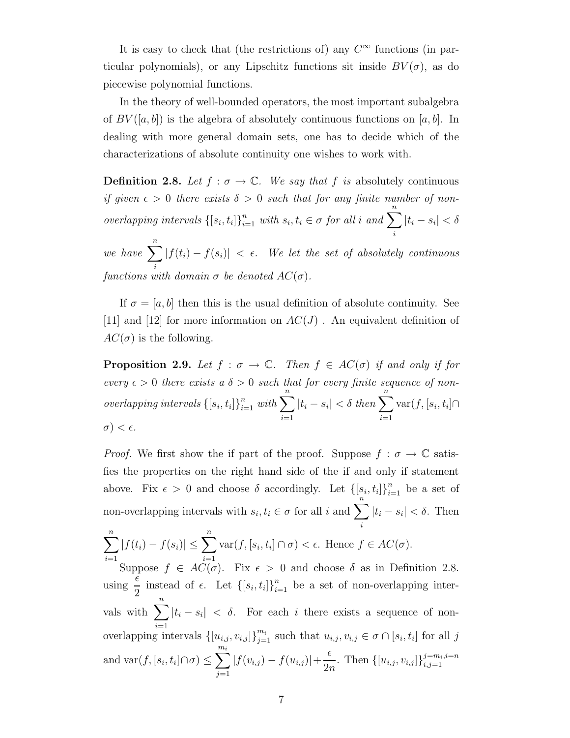It is easy to check that (the restrictions of) any $C^\infty$ functions (in particular polynomials), or any Lipschitz functions sit inside $BV(\sigma)$, as do piecewise polynomial functions.

In the theory of well-bounded operators, the most important subalgebra of $BV([a,b])$ is the algebra of absolutely continuous functions on $[a,b]$. In dealing with more general domain sets, one has to decide which of the characterizations of absolute continuity one wishes to work with.

**Definition 2.8.** *Let $f : \sigma \to \mathbb{C}$. We say that $f$ is* absolutely continuous *if given $\epsilon > 0$ there exists $\delta > 0$ such that for any finite number of non-overlapping intervals $\{[s_i, t_i]\}_{i=1}^n$ with $s_i, t_i \in \sigma$ for all $i$ and $\sum_i^n |t_i - s_i| < \delta$ we have $\sum_i^n |f(t_i) - f(s_i)| < \epsilon$. We let the set of absolutely continuous functions with domain $\sigma$ be denoted $AC(\sigma)$.*

If $\sigma = [a,b]$ then this is the usual definition of absolute continuity. See [11] and [12] for more information on $AC(J)$ . An equivalent definition of $AC(\sigma)$ is the following.

**Proposition 2.9.** *Let $f : \sigma \to \mathbb{C}$. Then $f \in AC(\sigma)$ if and only if for every $\epsilon > 0$ there exists a $\delta > 0$ such that for every finite sequence of non-overlapping intervals $\{[s_i, t_i]\}_{i=1}^n$ with $\sum_{i=1}^n |t_i - s_i| < \delta$ then $\sum_{i=1}^n \mathrm{var}(f, [s_i, t_i] \cap \sigma) < \epsilon$.*

*Proof.* We first show the if part of the proof. Suppose $f : \sigma \to \mathbb{C}$ satisfies the properties on the right hand side of the if and only if statement above. Fix $\epsilon > 0$ and choose $\delta$ accordingly. Let $\{[s_i, t_i]\}_{i=1}^n$ be a set of non-overlapping intervals with $s_i, t_i \in \sigma$ for all $i$ and $\sum_i^n |t_i - s_i| < \delta$. Then $\sum_{i=1}^n |f(t_i) - f(s_i)| \le \sum_{i=1}^n \mathrm{var}(f, [s_i, t_i] \cap \sigma) < \epsilon$. Hence $f \in AC(\sigma)$.

Suppose $f \in AC(\sigma)$. Fix $\epsilon > 0$ and choose $\delta$ as in Definition 2.8. using $\frac{\epsilon}{2}$ instead of $\epsilon$. Let $\{[s_i, t_i]\}_{i=1}^n$ be a set of non-overlapping intervals with $\sum_{i=1}^n |t_i - s_i| < \delta$. For each $i$ there exists a sequence of non-overlapping intervals $\{[u_{i,j}, v_{i,j}]\}_{j=1}^{m_i}$ such that $u_{i,j}, v_{i,j} \in \sigma \cap [s_i, t_i]$ for all $j$ and $\mathrm{var}(f, [s_i, t_i] \cap \sigma) \le \sum_{j=1}^{m_i} |f(v_{i,j}) - f(u_{i,j})| + \frac{\epsilon}{2n}$. Then $\{[u_{i,j}, v_{i,j}]\}_{i,j=1}^{j=m_i, i=n}$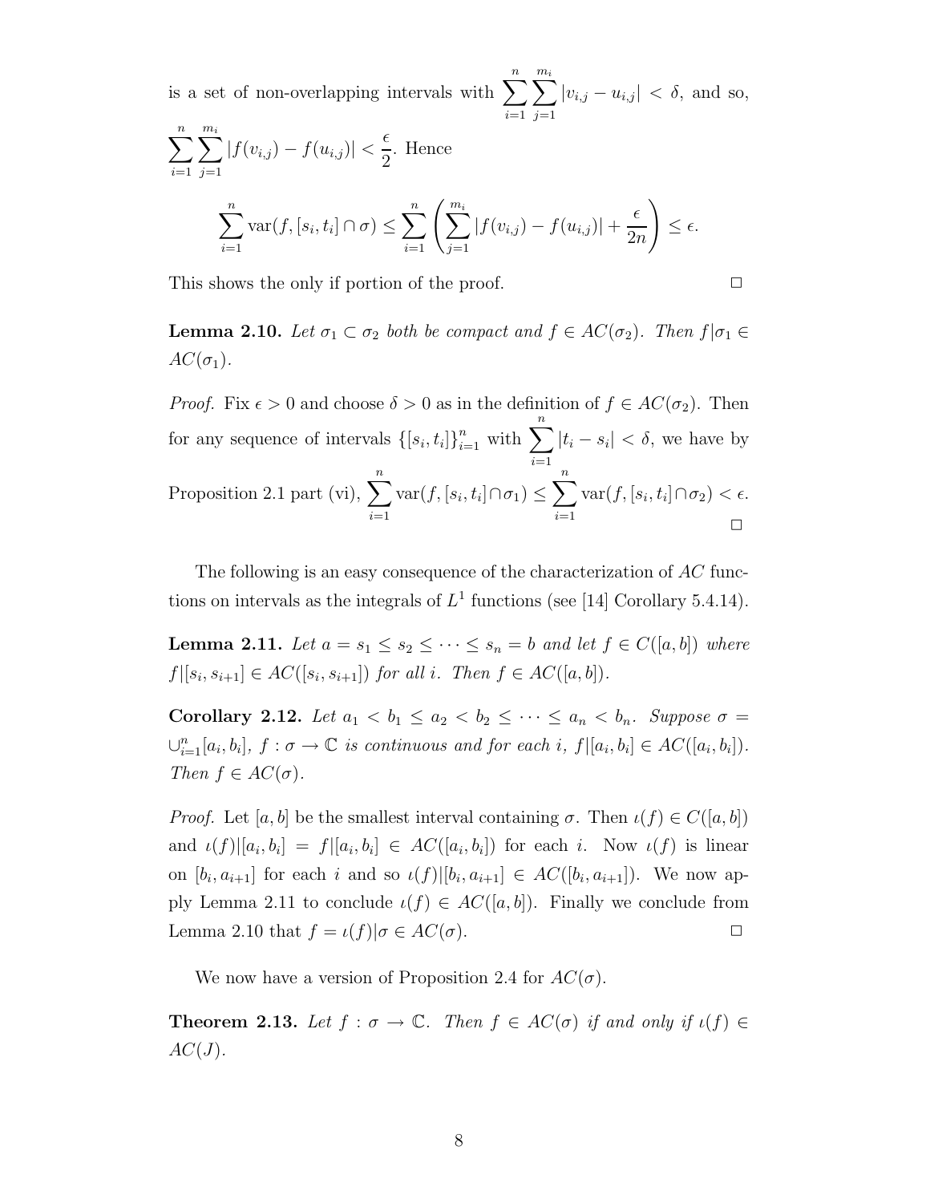is a set of non-overlapping intervals with $\sum_{i=1}^{n}\sum_{j=1}^{m_i}|v_{i,j}-u_{i,j}| < \delta$, and so, $\sum_{i=1}^{n}\sum_{j=1}^{m_i}|f(v_{i,j})-f(u_{i,j})| < \frac{\epsilon}{2}$. Hence

$$\sum_{i=1}^{n}\operatorname{var}(f,[s_i,t_i]\cap\sigma) \le \sum_{i=1}^{n}\left(\sum_{j=1}^{m_i}|f(v_{i,j})-f(u_{i,j})| + \frac{\epsilon}{2n}\right) \le \epsilon.$$

This shows the only if portion of the proof. □

**Lemma 2.10.** *Let $\sigma_1 \subset \sigma_2$ both be compact and $f \in AC(\sigma_2)$. Then $f|\sigma_1 \in AC(\sigma_1)$.*

*Proof.* Fix $\epsilon > 0$ and choose $\delta > 0$ as in the definition of $f \in AC(\sigma_2)$. Then for any sequence of intervals $\{[s_i,t_i]\}_{i=1}^n$ with $\sum_{i=1}^{n}|t_i - s_i| < \delta$, we have by Proposition 2.1 part (vi), $\sum_{i=1}^{n}\operatorname{var}(f,[s_i,t_i]\cap\sigma_1) \le \sum_{i=1}^{n}\operatorname{var}(f,[s_i,t_i]\cap\sigma_2) < \epsilon$. □

The following is an easy consequence of the characterization of $AC$ functions on intervals as the integrals of $L^1$ functions (see [14] Corollary 5.4.14).

**Lemma 2.11.** *Let $a = s_1 \le s_2 \le \cdots \le s_n = b$ and let $f \in C([a,b])$ where $f|[s_i,s_{i+1}] \in AC([s_i,s_{i+1}])$ for all $i$. Then $f \in AC([a,b])$.*

**Corollary 2.12.** *Let $a_1 < b_1 \le a_2 < b_2 \le \cdots \le a_n < b_n$. Suppose $\sigma = \cup_{i=1}^n [a_i,b_i]$, $f : \sigma \to \mathbb{C}$ is continuous and for each $i$, $f|[a_i,b_i] \in AC([a_i,b_i])$. Then $f \in AC(\sigma)$.*

*Proof.* Let $[a,b]$ be the smallest interval containing $\sigma$. Then $\iota(f) \in C([a,b])$ and $\iota(f)|[a_i,b_i] = f|[a_i,b_i] \in AC([a_i,b_i])$ for each $i$. Now $\iota(f)$ is linear on $[b_i,a_{i+1}]$ for each $i$ and so $\iota(f)|[b_i,a_{i+1}] \in AC([b_i,a_{i+1}])$. We now apply Lemma 2.11 to conclude $\iota(f) \in AC([a,b])$. Finally we conclude from Lemma 2.10 that $f = \iota(f)|\sigma \in AC(\sigma)$. □

We now have a version of Proposition 2.4 for $AC(\sigma)$.

**Theorem 2.13.** *Let $f : \sigma \to \mathbb{C}$. Then $f \in AC(\sigma)$ if and only if $\iota(f) \in AC(J)$.*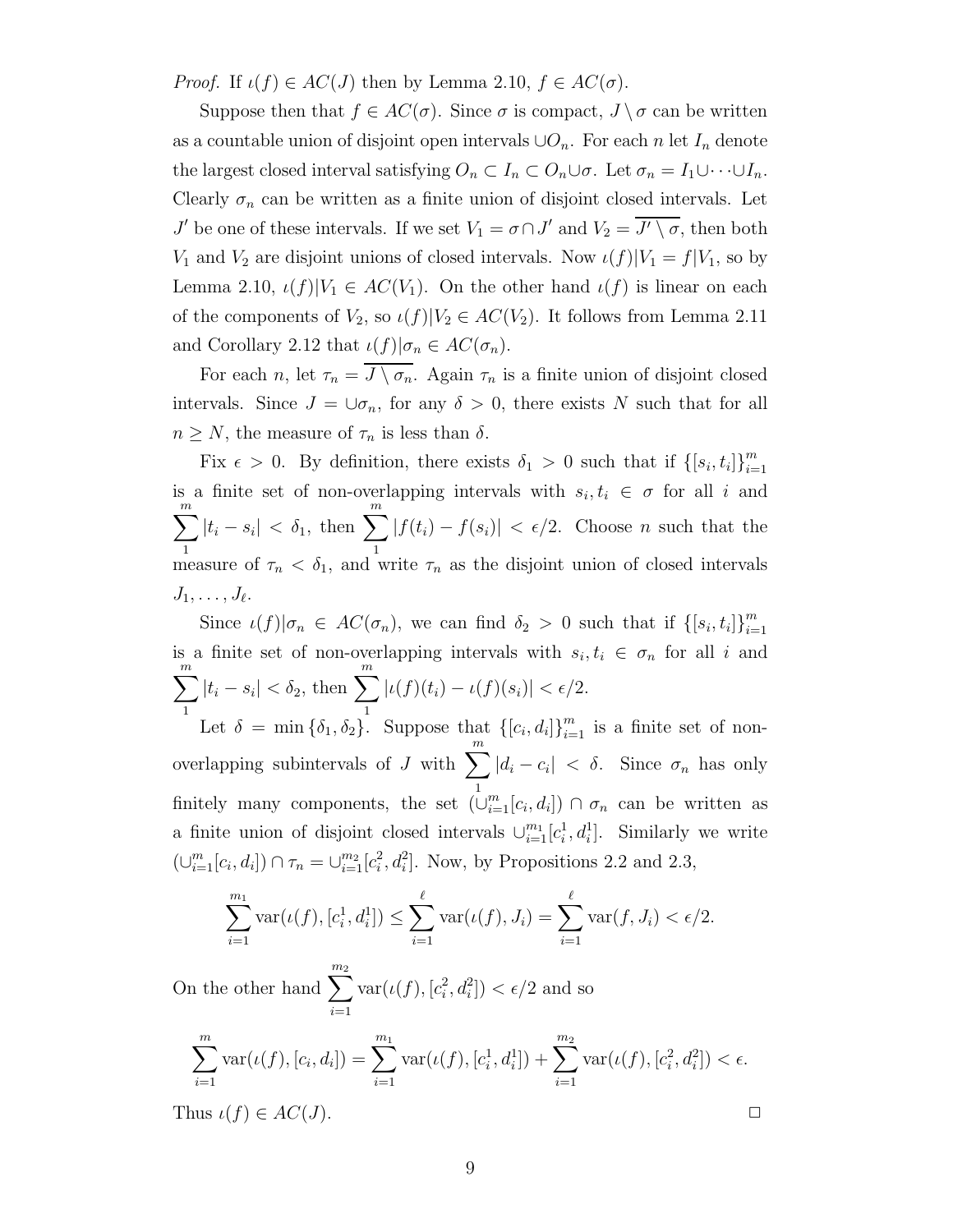*Proof.* If $\iota(f) \in AC(J)$ then by Lemma 2.10, $f \in AC(\sigma)$.

Suppose then that $f \in AC(\sigma)$. Since $\sigma$ is compact, $J \setminus \sigma$ can be written as a countable union of disjoint open intervals $\cup O_n$. For each $n$ let $I_n$ denote the largest closed interval satisfying $O_n \subset I_n \subset O_n \cup \sigma$. Let $\sigma_n = I_1 \cup \cdots \cup I_n$. Clearly $\sigma_n$ can be written as a finite union of disjoint closed intervals. Let $J'$ be one of these intervals. If we set $V_1 = \sigma \cap J'$ and $V_2 = \overline{J' \setminus \sigma}$, then both $V_1$ and $V_2$ are disjoint unions of closed intervals. Now $\iota(f)|V_1 = f|V_1$, so by Lemma 2.10, $\iota(f)|V_1 \in AC(V_1)$. On the other hand $\iota(f)$ is linear on each of the components of $V_2$, so $\iota(f)|V_2 \in AC(V_2)$. It follows from Lemma 2.11 and Corollary 2.12 that $\iota(f)|\sigma_n \in AC(\sigma_n)$.

For each $n$, let $\tau_n = \overline{J \setminus \sigma_n}$. Again $\tau_n$ is a finite union of disjoint closed intervals. Since $J = \cup \sigma_n$, for any $\delta > 0$, there exists $N$ such that for all $n \geq N$, the measure of $\tau_n$ is less than $\delta$.

Fix $\epsilon > 0$. By definition, there exists $\delta_1 > 0$ such that if $\{[s_i, t_i]\}_{i=1}^m$ is a finite set of non-overlapping intervals with $s_i, t_i \in \sigma$ for all $i$ and $\sum_1^m |t_i - s_i| < \delta_1$, then $\sum_1^m |f(t_i) - f(s_i)| < \epsilon/2$. Choose $n$ such that the measure of $\tau_n < \delta_1$, and write $\tau_n$ as the disjoint union of closed intervals $J_1, \dots, J_\ell$.

Since $\iota(f)|\sigma_n \in AC(\sigma_n)$, we can find $\delta_2 > 0$ such that if $\{[s_i, t_i]\}_{i=1}^m$ is a finite set of non-overlapping intervals with $s_i, t_i \in \sigma_n$ for all $i$ and $\sum_1^m |t_i - s_i| < \delta_2$, then $\sum_1^m |\iota(f)(t_i) - \iota(f)(s_i)| < \epsilon/2$.

Let $\delta = \min\{\delta_1, \delta_2\}$. Suppose that $\{[c_i, d_i]\}_{i=1}^m$ is a finite set of non-overlapping subintervals of $J$ with $\sum_1^m |d_i - c_i| < \delta$. Since $\sigma_n$ has only finitely many components, the set $(\cup_{i=1}^m [c_i, d_i]) \cap \sigma_n$ can be written as a finite union of disjoint closed intervals $\cup_{i=1}^{m_1} [c_i^1, d_i^1]$. Similarly we write $(\cup_{i=1}^m [c_i, d_i]) \cap \tau_n = \cup_{i=1}^{m_2} [c_i^2, d_i^2]$. Now, by Propositions 2.2 and 2.3,

$$\sum_{i=1}^{m_1} \operatorname{var}(\iota(f), [c_i^1, d_i^1]) \leq \sum_{i=1}^{\ell} \operatorname{var}(\iota(f), J_i) = \sum_{i=1}^{\ell} \operatorname{var}(f, J_i) < \epsilon/2.$$

On the other hand $\sum_{i=1}^{m_2} \operatorname{var}(\iota(f), [c_i^2, d_i^2]) < \epsilon/2$ and so

$$\sum_{i=1}^{m} \operatorname{var}(\iota(f), [c_i, d_i]) = \sum_{i=1}^{m_1} \operatorname{var}(\iota(f), [c_i^1, d_i^1]) + \sum_{i=1}^{m_2} \operatorname{var}(\iota(f), [c_i^2, d_i^2]) < \epsilon.$$

Thus $\iota(f) \in AC(J)$. $\square$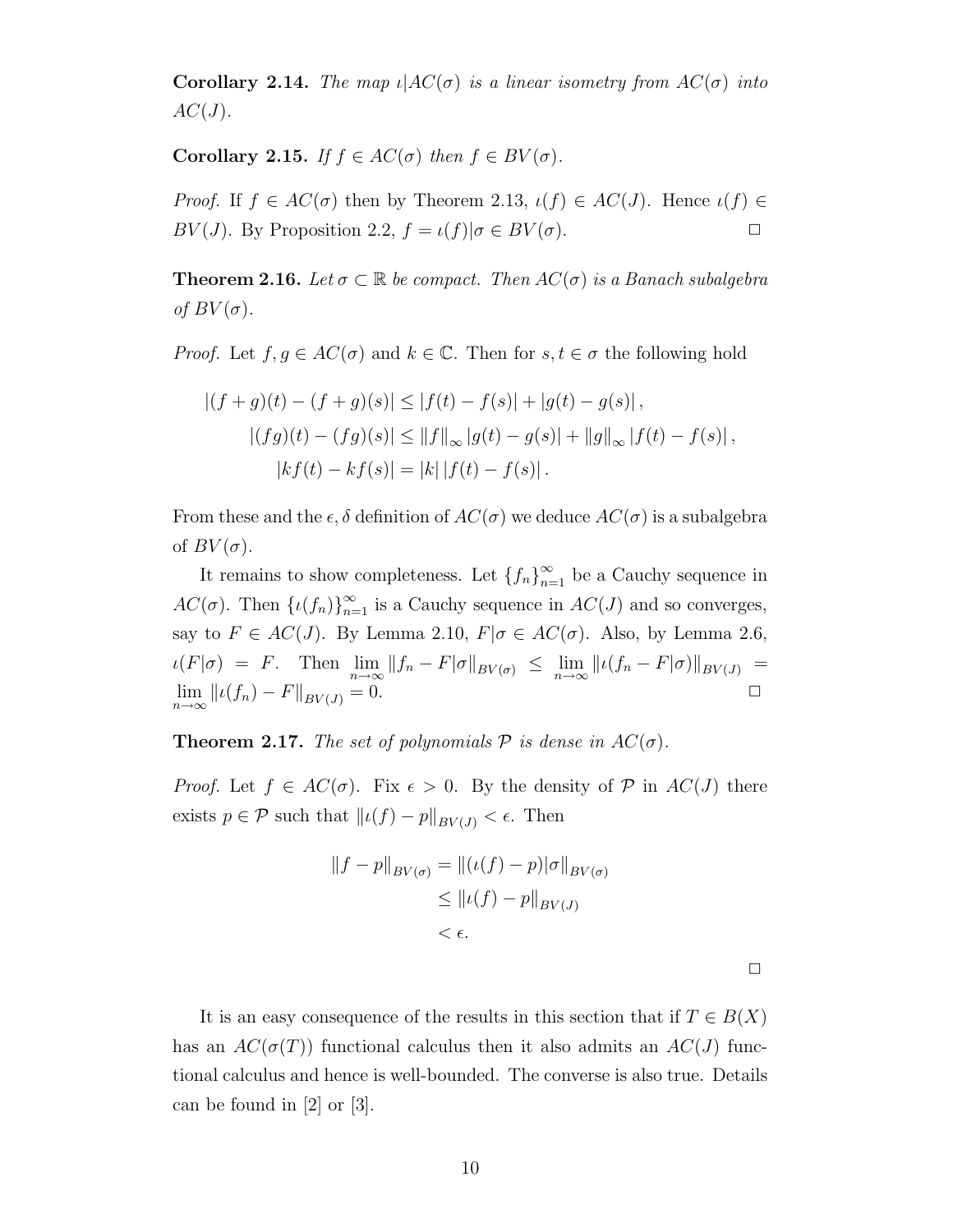**Corollary 2.14.** *The map $\iota | AC(\sigma)$ is a linear isometry from $AC(\sigma)$ into $AC(J)$.*

**Corollary 2.15.** *If $f \in AC(\sigma)$ then $f \in BV(\sigma)$.*

*Proof.* If $f \in AC(\sigma)$ then by Theorem 2.13, $\iota(f) \in AC(J)$. Hence $\iota(f) \in BV(J)$. By Proposition 2.2, $f = \iota(f)|\sigma \in BV(\sigma)$. □

**Theorem 2.16.** *Let $\sigma \subset \mathbb{R}$ be compact. Then $AC(\sigma)$ is a Banach subalgebra of $BV(\sigma)$.*

*Proof.* Let $f, g \in AC(\sigma)$ and $k \in \mathbb{C}$. Then for $s, t \in \sigma$ the following hold

$$
\begin{aligned}
|(f+g)(t) - (f+g)(s)| &\leq |f(t) - f(s)| + |g(t) - g(s)|, \\
|(fg)(t) - (fg)(s)| &\leq \|f\|_\infty |g(t) - g(s)| + \|g\|_\infty |f(t) - f(s)|, \\
|kf(t) - kf(s)| &= |k| \, |f(t) - f(s)|.
\end{aligned}
$$

From these and the $\epsilon, \delta$ definition of $AC(\sigma)$ we deduce $AC(\sigma)$ is a subalgebra of $BV(\sigma)$.

It remains to show completeness. Let $\{f_n\}_{n=1}^\infty$ be a Cauchy sequence in $AC(\sigma)$. Then $\{\iota(f_n)\}_{n=1}^\infty$ is a Cauchy sequence in $AC(J)$ and so converges, say to $F \in AC(J)$. By Lemma 2.10, $F|\sigma \in AC(\sigma)$. Also, by Lemma 2.6, $\iota(F|\sigma) = F$. Then $\lim_{n\to\infty} \|f_n - F|\sigma\|_{BV(\sigma)} \leq \lim_{n\to\infty} \|\iota(f_n - F|\sigma)\|_{BV(J)} = \lim_{n\to\infty} \|\iota(f_n) - F\|_{BV(J)} = 0$. □

**Theorem 2.17.** *The set of polynomials $\mathcal{P}$ is dense in $AC(\sigma)$.*

*Proof.* Let $f \in AC(\sigma)$. Fix $\epsilon > 0$. By the density of $\mathcal{P}$ in $AC(J)$ there exists $p \in \mathcal{P}$ such that $\|\iota(f) - p\|_{BV(J)} < \epsilon$. Then

$$
\begin{aligned}
\|f - p\|_{BV(\sigma)} &= \|(\iota(f) - p)|\sigma\|_{BV(\sigma)} \\
&\leq \|\iota(f) - p\|_{BV(J)} \\
&< \epsilon.
\end{aligned}
$$

□

It is an easy consequence of the results in this section that if $T \in B(X)$ has an $AC(\sigma(T))$ functional calculus then it also admits an $AC(J)$ functional calculus and hence is well-bounded. The converse is also true. Details can be found in [2] or [3].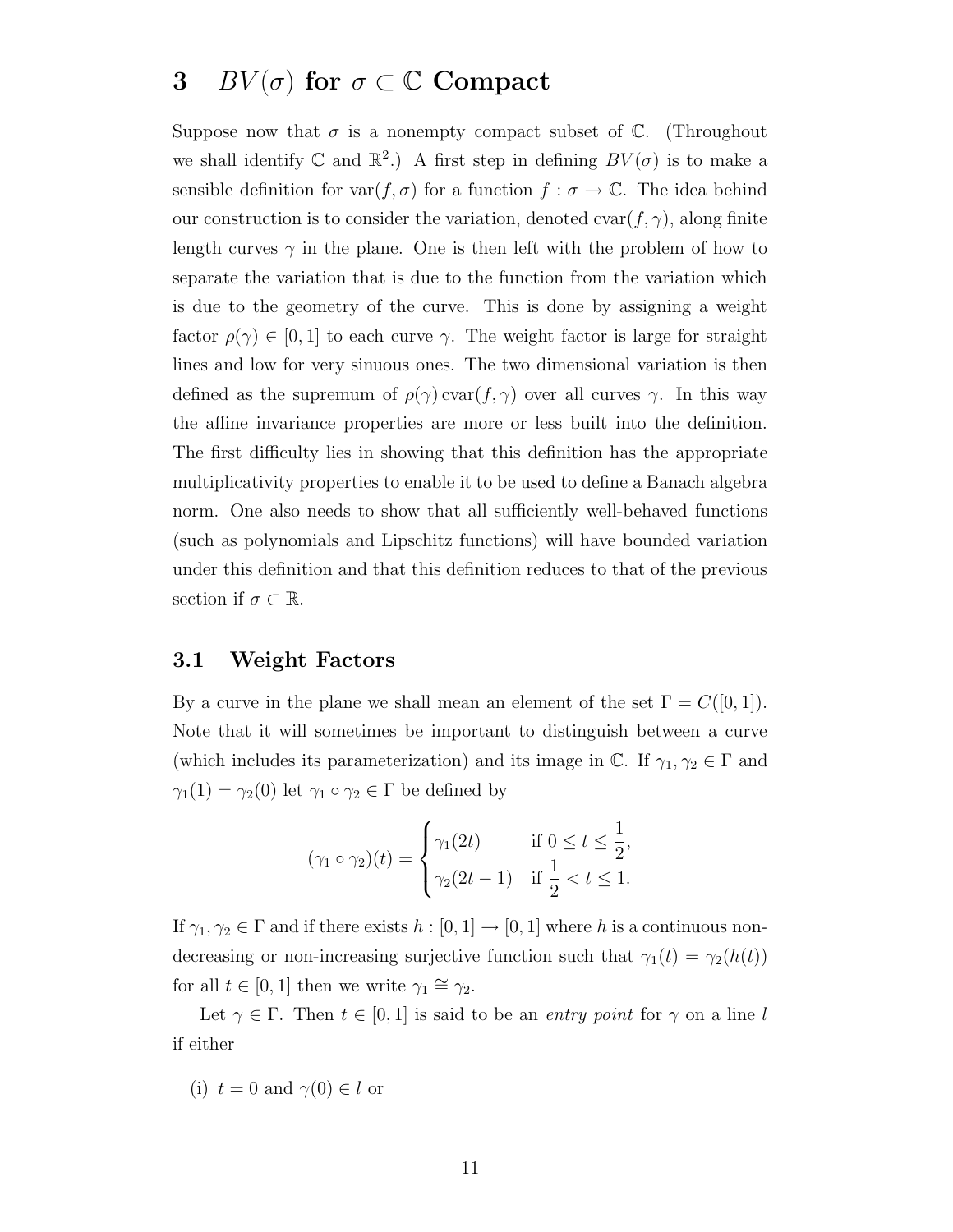# 3 $BV(\sigma)$ for $\sigma \subset \mathbb{C}$ Compact

Suppose now that $\sigma$ is a nonempty compact subset of $\mathbb{C}$. (Throughout we shall identify $\mathbb{C}$ and $\mathbb{R}^2$.) A first step in defining $BV(\sigma)$ is to make a sensible definition for $\operatorname{var}(f, \sigma)$ for a function $f : \sigma \to \mathbb{C}$. The idea behind our construction is to consider the variation, denoted $\operatorname{cvar}(f, \gamma)$, along finite length curves $\gamma$ in the plane. One is then left with the problem of how to separate the variation that is due to the function from the variation which is due to the geometry of the curve. This is done by assigning a weight factor $\rho(\gamma) \in [0, 1]$ to each curve $\gamma$. The weight factor is large for straight lines and low for very sinuous ones. The two dimensional variation is then defined as the supremum of $\rho(\gamma) \operatorname{cvar}(f, \gamma)$ over all curves $\gamma$. In this way the affine invariance properties are more or less built into the definition. The first difficulty lies in showing that this definition has the appropriate multiplicativity properties to enable it to be used to define a Banach algebra norm. One also needs to show that all sufficiently well-behaved functions (such as polynomials and Lipschitz functions) will have bounded variation under this definition and that this definition reduces to that of the previous section if $\sigma \subset \mathbb{R}$.

## 3.1 Weight Factors

By a curve in the plane we shall mean an element of the set $\Gamma = C([0, 1])$. Note that it will sometimes be important to distinguish between a curve (which includes its parameterization) and its image in $\mathbb{C}$. If $\gamma_1, \gamma_2 \in \Gamma$ and $\gamma_1(1) = \gamma_2(0)$ let $\gamma_1 \circ \gamma_2 \in \Gamma$ be defined by

$$(\gamma_1 \circ \gamma_2)(t) = \begin{cases} \gamma_1(2t) & \text{if } 0 \le t \le \dfrac{1}{2}, \\ \gamma_2(2t - 1) & \text{if } \dfrac{1}{2} < t \le 1. \end{cases}$$

If $\gamma_1, \gamma_2 \in \Gamma$ and if there exists $h : [0, 1] \to [0, 1]$ where $h$ is a continuous non-decreasing or non-increasing surjective function such that $\gamma_1(t) = \gamma_2(h(t))$ for all $t \in [0, 1]$ then we write $\gamma_1 \cong \gamma_2$.

Let $\gamma \in \Gamma$. Then $t \in [0, 1]$ is said to be an *entry point* for $\gamma$ on a line $l$ if either

(i) $t = 0$ and $\gamma(0) \in l$ or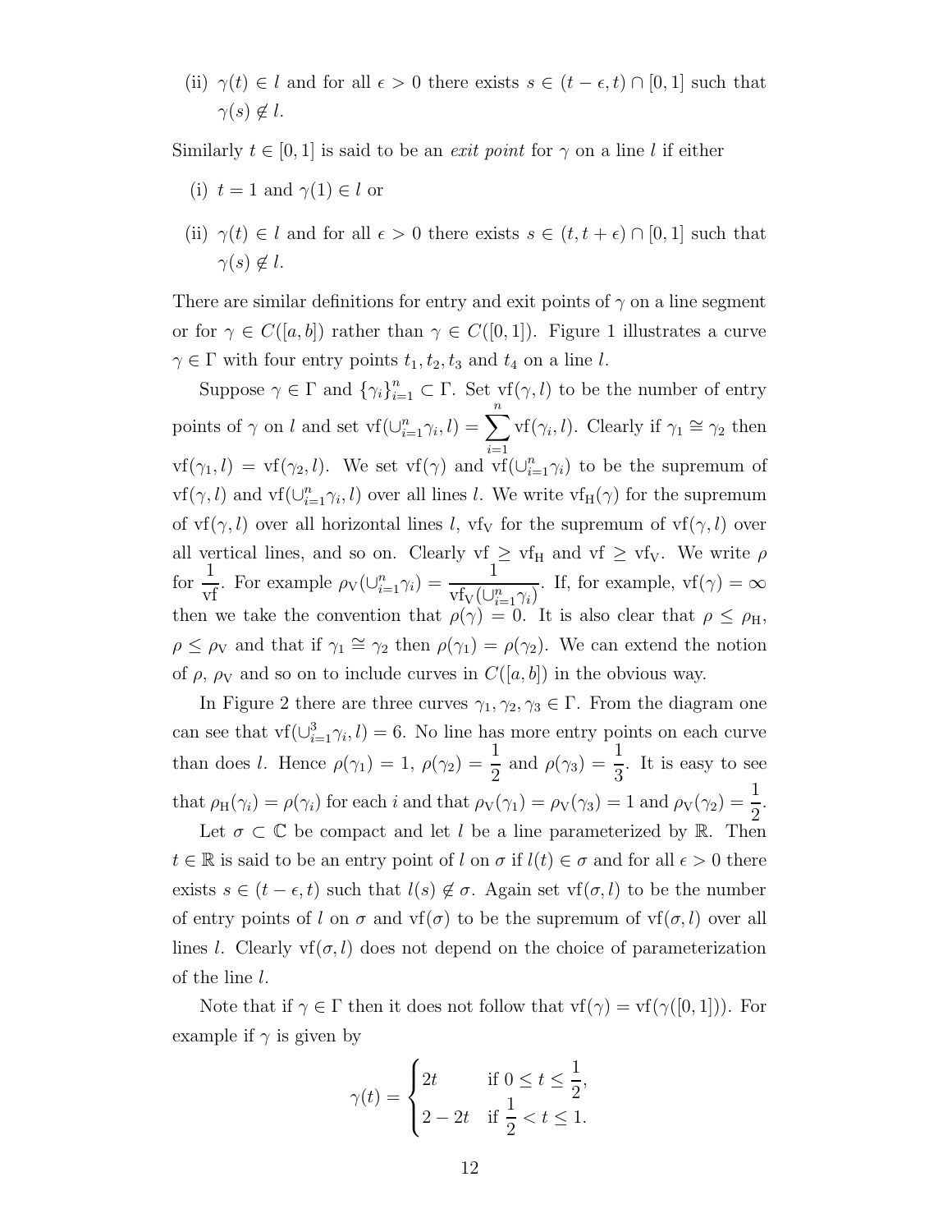(ii) $\gamma(t) \in l$ and for all $\epsilon > 0$ there exists $s \in (t - \epsilon, t) \cap [0, 1]$ such that $\gamma(s) \notin l$.

Similarly $t \in [0, 1]$ is said to be an *exit point* for $\gamma$ on a line $l$ if either

(i) $t = 1$ and $\gamma(1) \in l$ or

(ii) $\gamma(t) \in l$ and for all $\epsilon > 0$ there exists $s \in (t, t + \epsilon) \cap [0, 1]$ such that $\gamma(s) \notin l$.

There are similar definitions for entry and exit points of $\gamma$ on a line segment or for $\gamma \in C([a, b])$ rather than $\gamma \in C([0, 1])$. Figure 1 illustrates a curve $\gamma \in \Gamma$ with four entry points $t_1, t_2, t_3$ and $t_4$ on a line $l$.

Suppose $\gamma \in \Gamma$ and $\{\gamma_i\}_{i=1}^n \subset \Gamma$. Set $\mathrm{vf}(\gamma, l)$ to be the number of entry points of $\gamma$ on $l$ and set $\mathrm{vf}(\cup_{i=1}^n \gamma_i, l) = \displaystyle\sum_{i=1}^n \mathrm{vf}(\gamma_i, l)$. Clearly if $\gamma_1 \cong \gamma_2$ then $\mathrm{vf}(\gamma_1, l) = \mathrm{vf}(\gamma_2, l)$. We set $\mathrm{vf}(\gamma)$ and $\mathrm{vf}(\cup_{i=1}^n \gamma_i)$ to be the supremum of $\mathrm{vf}(\gamma, l)$ and $\mathrm{vf}(\cup_{i=1}^n \gamma_i, l)$ over all lines $l$. We write $\mathrm{vf}_{\mathrm{H}}(\gamma)$ for the supremum of $\mathrm{vf}(\gamma, l)$ over all horizontal lines $l$, $\mathrm{vf}_{\mathrm{V}}$ for the supremum of $\mathrm{vf}(\gamma, l)$ over all vertical lines, and so on. Clearly $\mathrm{vf} \geq \mathrm{vf}_{\mathrm{H}}$ and $\mathrm{vf} \geq \mathrm{vf}_{\mathrm{V}}$. We write $\rho$ for $\dfrac{1}{\mathrm{vf}}$. For example $\rho_{\mathrm{V}}(\cup_{i=1}^n \gamma_i) = \dfrac{1}{\mathrm{vf}_{\mathrm{V}}(\cup_{i=1}^n \gamma_i)}$. If, for example, $\mathrm{vf}(\gamma) = \infty$ then we take the convention that $\rho(\gamma) = 0$. It is also clear that $\rho \leq \rho_{\mathrm{H}}$, $\rho \leq \rho_{\mathrm{V}}$ and that if $\gamma_1 \cong \gamma_2$ then $\rho(\gamma_1) = \rho(\gamma_2)$. We can extend the notion of $\rho$, $\rho_{\mathrm{V}}$ and so on to include curves in $C([a, b])$ in the obvious way.

In Figure 2 there are three curves $\gamma_1, \gamma_2, \gamma_3 \in \Gamma$. From the diagram one can see that $\mathrm{vf}(\cup_{i=1}^3 \gamma_i, l) = 6$. No line has more entry points on each curve than does $l$. Hence $\rho(\gamma_1) = 1$, $\rho(\gamma_2) = \dfrac{1}{2}$ and $\rho(\gamma_3) = \dfrac{1}{3}$. It is easy to see that $\rho_{\mathrm{H}}(\gamma_i) = \rho(\gamma_i)$ for each $i$ and that $\rho_{\mathrm{V}}(\gamma_1) = \rho_{\mathrm{V}}(\gamma_3) = 1$ and $\rho_{\mathrm{V}}(\gamma_2) = \dfrac{1}{2}$.

Let $\sigma \subset \mathbb{C}$ be compact and let $l$ be a line parameterized by $\mathbb{R}$. Then $t \in \mathbb{R}$ is said to be an entry point of $l$ on $\sigma$ if $l(t) \in \sigma$ and for all $\epsilon > 0$ there exists $s \in (t - \epsilon, t)$ such that $l(s) \notin \sigma$. Again set $\mathrm{vf}(\sigma, l)$ to be the number of entry points of $l$ on $\sigma$ and $\mathrm{vf}(\sigma)$ to be the supremum of $\mathrm{vf}(\sigma, l)$ over all lines $l$. Clearly $\mathrm{vf}(\sigma, l)$ does not depend on the choice of parameterization of the line $l$.

Note that if $\gamma \in \Gamma$ then it does not follow that $\mathrm{vf}(\gamma) = \mathrm{vf}(\gamma([0, 1]))$. For example if $\gamma$ is given by

$$\gamma(t) = \begin{cases} 2t & \text{if } 0 \leq t \leq \dfrac{1}{2}, \\ 2 - 2t & \text{if } \dfrac{1}{2} < t \leq 1. \end{cases}$$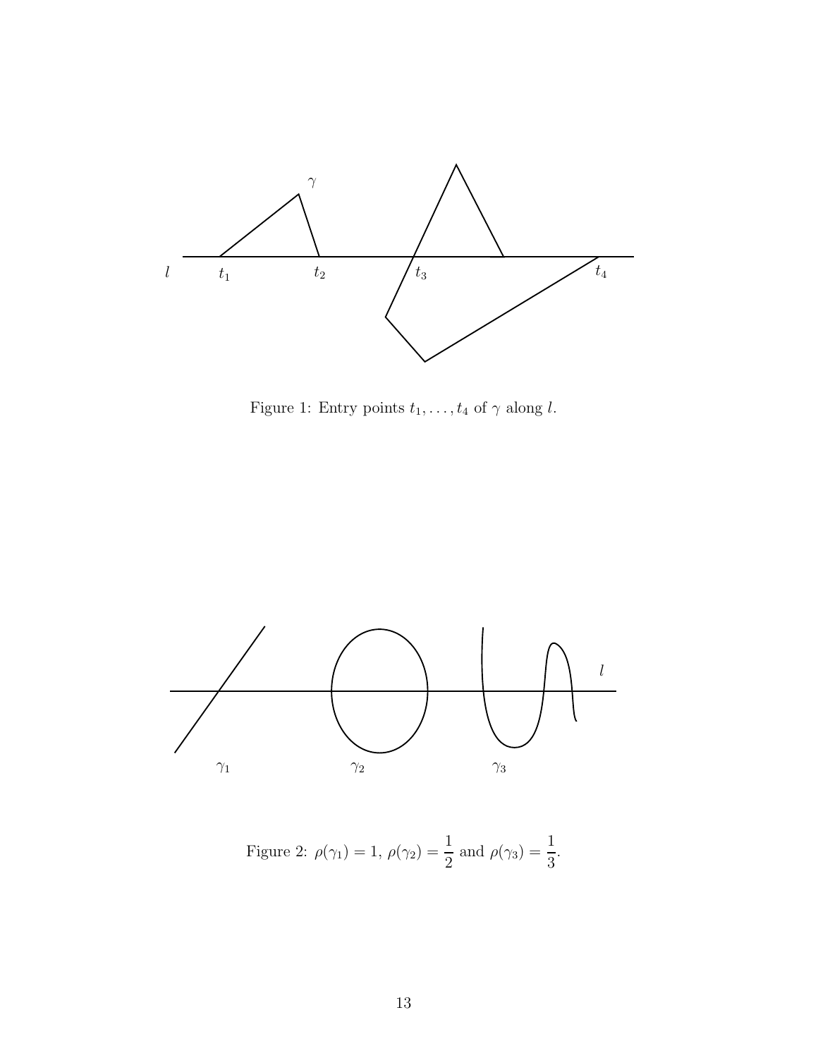Figure 1: Entry points $t_1, \ldots, t_4$ of $\gamma$ along $l$.

Figure 2: $\rho(\gamma_1) = 1$, $\rho(\gamma_2) = \dfrac{1}{2}$ and $\rho(\gamma_3) = \dfrac{1}{3}$.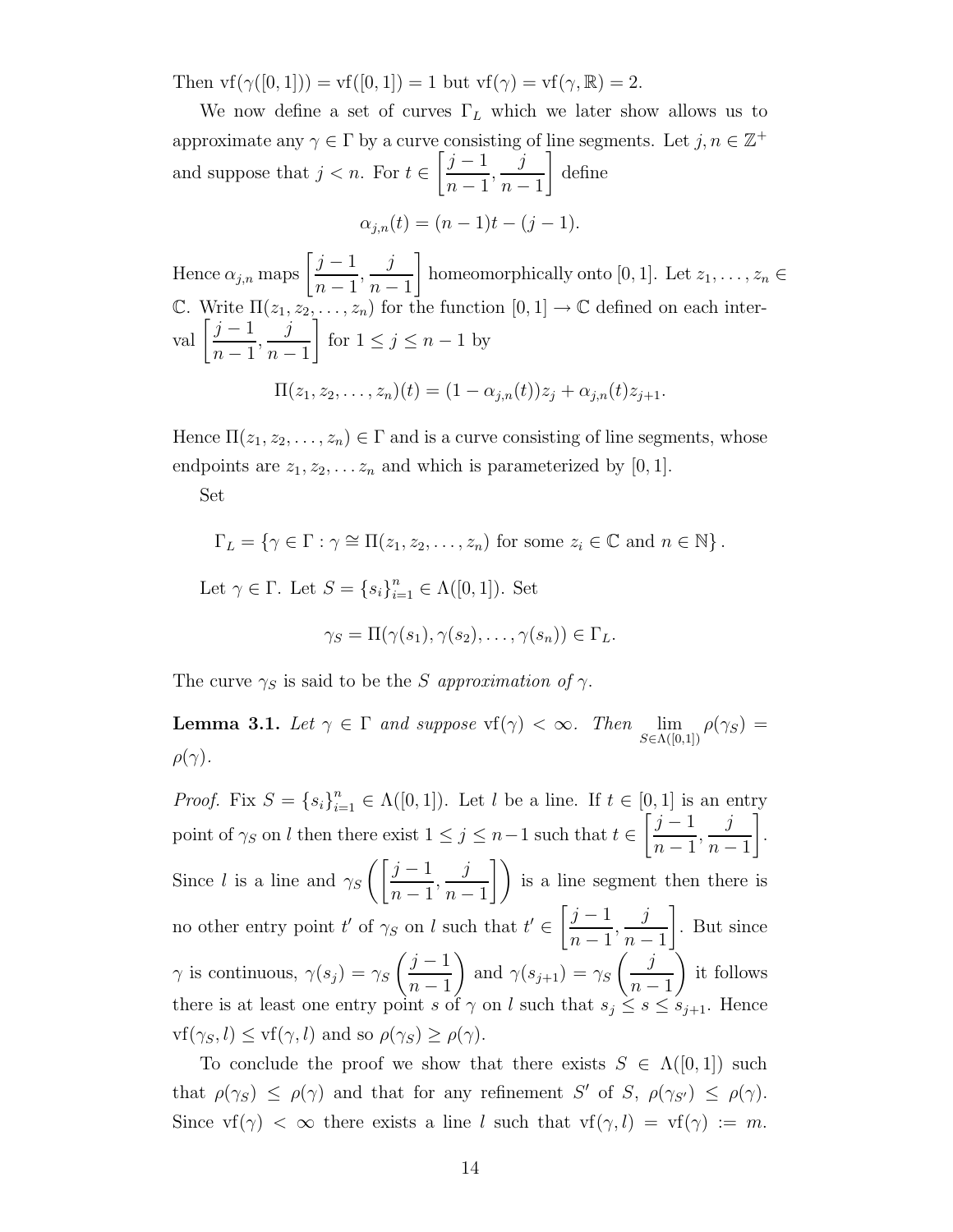Then $\text{vf}(\gamma([0,1])) = \text{vf}([0,1]) = 1$ but $\text{vf}(\gamma) = \text{vf}(\gamma, \mathbb{R}) = 2$.

We now define a set of curves $\Gamma_L$ which we later show allows us to approximate any $\gamma \in \Gamma$ by a curve consisting of line segments. Let $j, n \in \mathbb{Z}^+$ and suppose that $j < n$. For $t \in \left[\frac{j-1}{n-1}, \frac{j}{n-1}\right]$ define

$$\alpha_{j,n}(t) = (n-1)t - (j-1).$$

Hence $\alpha_{j,n}$ maps $\left[\frac{j-1}{n-1}, \frac{j}{n-1}\right]$ homeomorphically onto $[0,1]$. Let $z_1, \ldots, z_n \in \mathbb{C}$. Write $\Pi(z_1, z_2, \ldots, z_n)$ for the function $[0,1] \to \mathbb{C}$ defined on each interval $\left[\frac{j-1}{n-1}, \frac{j}{n-1}\right]$ for $1 \leq j \leq n-1$ by

$$\Pi(z_1, z_2, \ldots, z_n)(t) = (1 - \alpha_{j,n}(t))z_j + \alpha_{j,n}(t)z_{j+1}.$$

Hence $\Pi(z_1, z_2, \ldots, z_n) \in \Gamma$ and is a curve consisting of line segments, whose endpoints are $z_1, z_2, \ldots z_n$ and which is parameterized by $[0,1]$.

Set

$$\Gamma_L = \{\gamma \in \Gamma : \gamma \cong \Pi(z_1, z_2, \ldots, z_n) \text{ for some } z_i \in \mathbb{C} \text{ and } n \in \mathbb{N}\}.$$

Let $\gamma \in \Gamma$. Let $S = \{s_i\}_{i=1}^n \in \Lambda([0,1])$. Set

$$\gamma_S = \Pi(\gamma(s_1), \gamma(s_2), \ldots, \gamma(s_n)) \in \Gamma_L.$$

The curve $\gamma_S$ is said to be the *$S$ approximation of $\gamma$*.

**Lemma 3.1.** *Let $\gamma \in \Gamma$ and suppose $\text{vf}(\gamma) < \infty$. Then $\lim_{S \in \Lambda([0,1])} \rho(\gamma_S) = \rho(\gamma)$.*

*Proof.* Fix $S = \{s_i\}_{i=1}^n \in \Lambda([0,1])$. Let $l$ be a line. If $t \in [0,1]$ is an entry point of $\gamma_S$ on $l$ then there exist $1 \leq j \leq n-1$ such that $t \in \left[\frac{j-1}{n-1}, \frac{j}{n-1}\right]$. Since $l$ is a line and $\gamma_S\left(\left[\frac{j-1}{n-1}, \frac{j}{n-1}\right]\right)$ is a line segment then there is no other entry point $t'$ of $\gamma_S$ on $l$ such that $t' \in \left[\frac{j-1}{n-1}, \frac{j}{n-1}\right]$. But since $\gamma$ is continuous, $\gamma(s_j) = \gamma_S\left(\frac{j-1}{n-1}\right)$ and $\gamma(s_{j+1}) = \gamma_S\left(\frac{j}{n-1}\right)$ it follows there is at least one entry point $s$ of $\gamma$ on $l$ such that $s_j \leq s \leq s_{j+1}$. Hence $\text{vf}(\gamma_S, l) \leq \text{vf}(\gamma, l)$ and so $\rho(\gamma_S) \geq \rho(\gamma)$.

To conclude the proof we show that there exists $S \in \Lambda([0,1])$ such that $\rho(\gamma_S) \leq \rho(\gamma)$ and that for any refinement $S'$ of $S$, $\rho(\gamma_{S'}) \leq \rho(\gamma)$. Since $\text{vf}(\gamma) < \infty$ there exists a line $l$ such that $\text{vf}(\gamma, l) = \text{vf}(\gamma) := m$.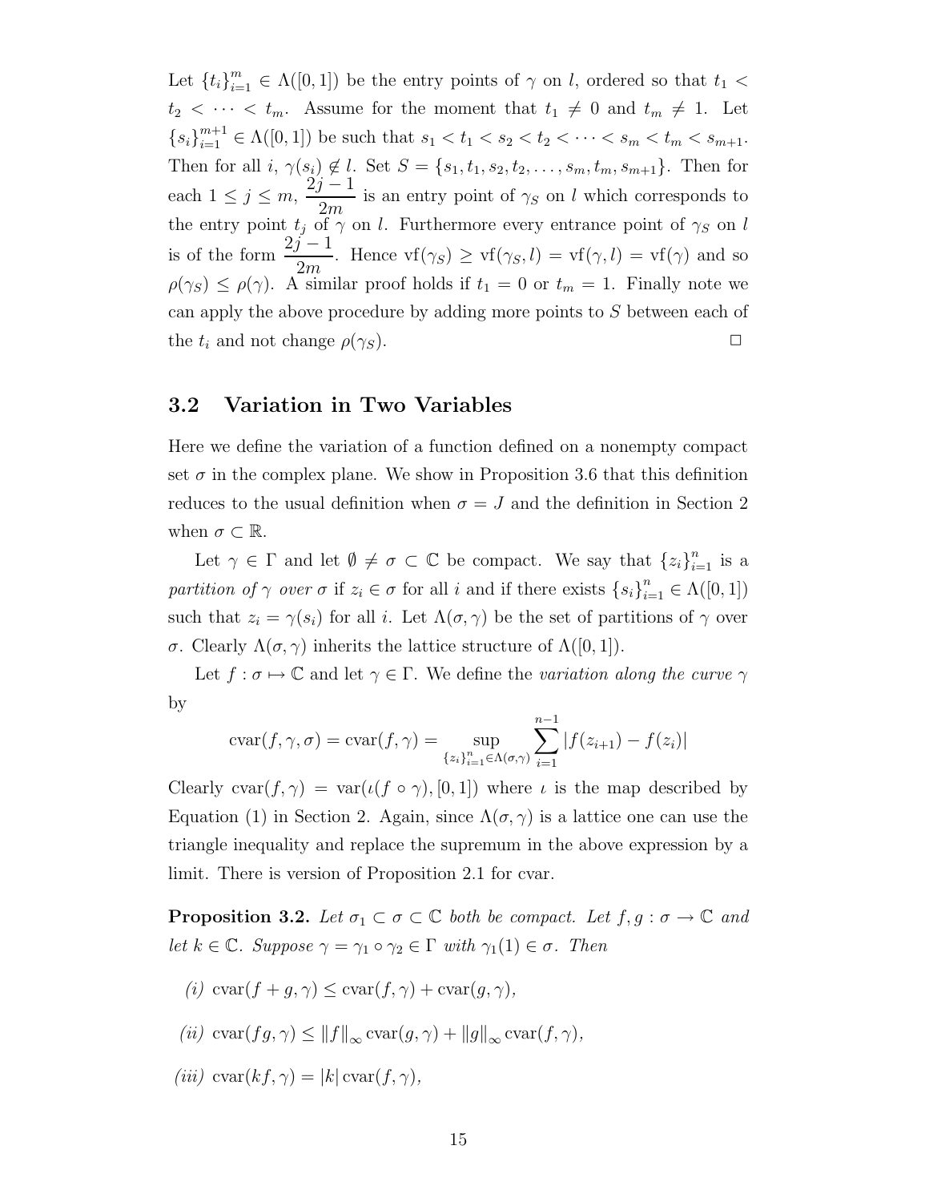Let $\{t_i\}_{i=1}^m \in \Lambda([0,1])$ be the entry points of $\gamma$ on $l$, ordered so that $t_1 < t_2 < \cdots < t_m$. Assume for the moment that $t_1 \neq 0$ and $t_m \neq 1$. Let $\{s_i\}_{i=1}^{m+1} \in \Lambda([0,1])$ be such that $s_1 < t_1 < s_2 < t_2 < \cdots < s_m < t_m < s_{m+1}$. Then for all $i$, $\gamma(s_i) \notin l$. Set $S = \{s_1, t_1, s_2, t_2, \ldots, s_m, t_m, s_{m+1}\}$. Then for each $1 \leq j \leq m$, $\dfrac{2j-1}{2m}$ is an entry point of $\gamma_S$ on $l$ which corresponds to the entry point $t_j$ of $\gamma$ on $l$. Furthermore every entrance point of $\gamma_S$ on $l$ is of the form $\dfrac{2j-1}{2m}$. Hence $\mathrm{vf}(\gamma_S) \geq \mathrm{vf}(\gamma_S, l) = \mathrm{vf}(\gamma, l) = \mathrm{vf}(\gamma)$ and so $\rho(\gamma_S) \leq \rho(\gamma)$. A similar proof holds if $t_1 = 0$ or $t_m = 1$. Finally note we can apply the above procedure by adding more points to $S$ between each of the $t_i$ and not change $\rho(\gamma_S)$. □

## 3.2 Variation in Two Variables

Here we define the variation of a function defined on a nonempty compact set $\sigma$ in the complex plane. We show in Proposition 3.6 that this definition reduces to the usual definition when $\sigma = J$ and the definition in Section 2 when $\sigma \subset \mathbb{R}$.

Let $\gamma \in \Gamma$ and let $\emptyset \neq \sigma \subset \mathbb{C}$ be compact. We say that $\{z_i\}_{i=1}^n$ is a *partition of $\gamma$ over $\sigma$* if $z_i \in \sigma$ for all $i$ and if there exists $\{s_i\}_{i=1}^n \in \Lambda([0,1])$ such that $z_i = \gamma(s_i)$ for all $i$. Let $\Lambda(\sigma, \gamma)$ be the set of partitions of $\gamma$ over $\sigma$. Clearly $\Lambda(\sigma, \gamma)$ inherits the lattice structure of $\Lambda([0,1])$.

Let $f : \sigma \mapsto \mathbb{C}$ and let $\gamma \in \Gamma$. We define the *variation along the curve $\gamma$* by

$$\mathrm{cvar}(f, \gamma, \sigma) = \mathrm{cvar}(f, \gamma) = \sup_{\{z_i\}_{i=1}^n \in \Lambda(\sigma,\gamma)} \sum_{i=1}^{n-1} |f(z_{i+1}) - f(z_i)|$$

Clearly $\mathrm{cvar}(f, \gamma) = \mathrm{var}(\iota(f \circ \gamma), [0,1])$ where $\iota$ is the map described by Equation (1) in Section 2. Again, since $\Lambda(\sigma, \gamma)$ is a lattice one can use the triangle inequality and replace the supremum in the above expression by a limit. There is version of Proposition 2.1 for cvar.

**Proposition 3.2.** *Let $\sigma_1 \subset \sigma \subset \mathbb{C}$ both be compact. Let $f, g : \sigma \to \mathbb{C}$ and let $k \in \mathbb{C}$. Suppose $\gamma = \gamma_1 \circ \gamma_2 \in \Gamma$ with $\gamma_1(1) \in \sigma$. Then*

*(i)* $\mathrm{cvar}(f + g, \gamma) \leq \mathrm{cvar}(f, \gamma) + \mathrm{cvar}(g, \gamma)$,

*(ii)* $\mathrm{cvar}(fg, \gamma) \leq \|f\|_\infty \mathrm{cvar}(g, \gamma) + \|g\|_\infty \mathrm{cvar}(f, \gamma)$,

*(iii)* $\mathrm{cvar}(kf, \gamma) = |k| \mathrm{cvar}(f, \gamma)$,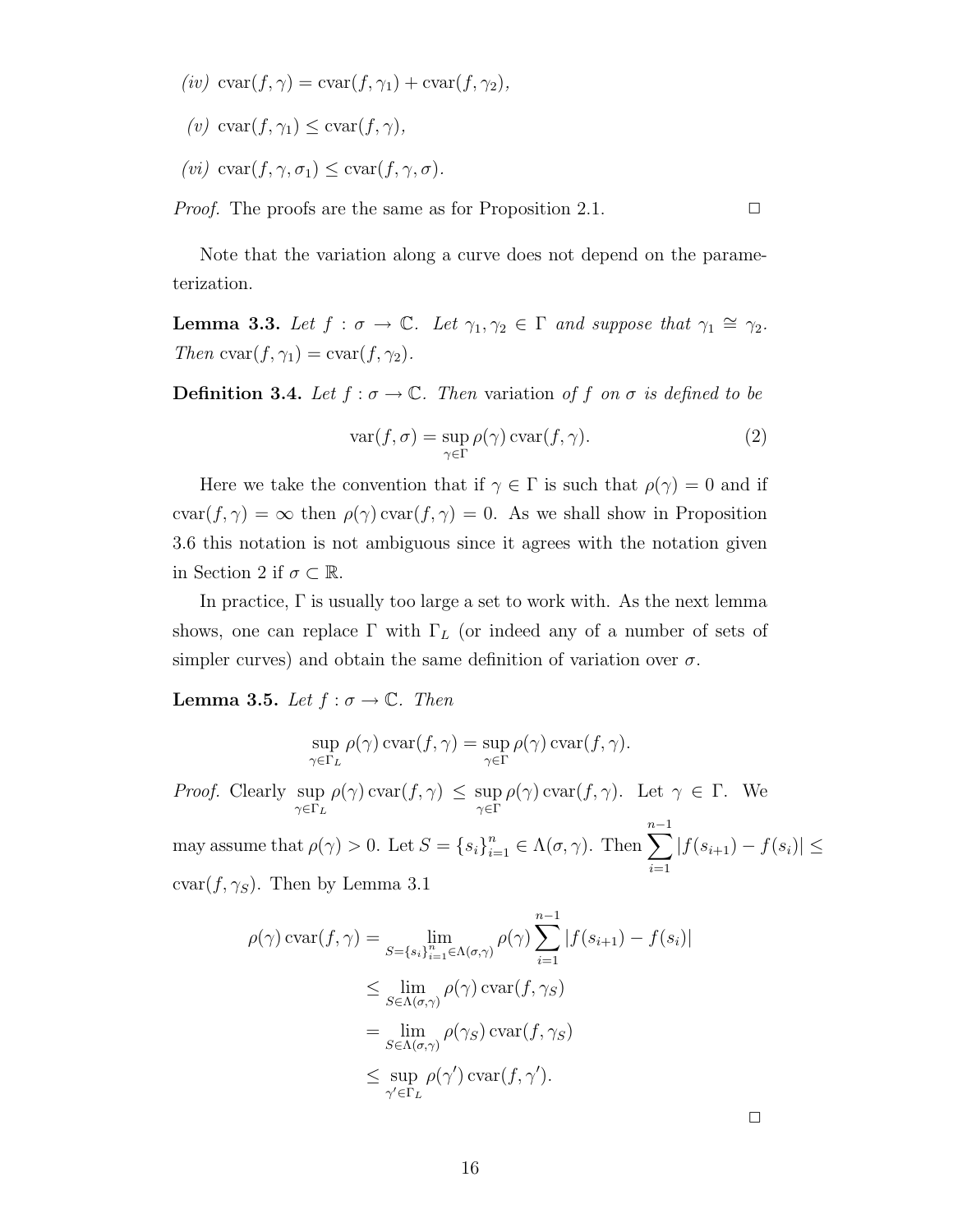*(iv)* $\operatorname{cvar}(f,\gamma) = \operatorname{cvar}(f,\gamma_1) + \operatorname{cvar}(f,\gamma_2)$,

*(v)* $\operatorname{cvar}(f,\gamma_1) \le \operatorname{cvar}(f,\gamma)$,

*(vi)* $\operatorname{cvar}(f,\gamma,\sigma_1) \le \operatorname{cvar}(f,\gamma,\sigma)$.

*Proof.* The proofs are the same as for Proposition 2.1. □

Note that the variation along a curve does not depend on the parameterization.

**Lemma 3.3.** *Let $f : \sigma \to \mathbb{C}$. Let $\gamma_1, \gamma_2 \in \Gamma$ and suppose that $\gamma_1 \cong \gamma_2$. Then $\operatorname{cvar}(f,\gamma_1) = \operatorname{cvar}(f,\gamma_2)$.*

**Definition 3.4.** *Let $f : \sigma \to \mathbb{C}$. Then* variation *of $f$ on $\sigma$ is defined to be*

$$\operatorname{var}(f,\sigma) = \sup_{\gamma \in \Gamma} \rho(\gamma) \operatorname{cvar}(f,\gamma). \tag{2}$$

Here we take the convention that if $\gamma \in \Gamma$ is such that $\rho(\gamma) = 0$ and if $\operatorname{cvar}(f,\gamma) = \infty$ then $\rho(\gamma)\operatorname{cvar}(f,\gamma) = 0$. As we shall show in Proposition 3.6 this notation is not ambiguous since it agrees with the notation given in Section 2 if $\sigma \subset \mathbb{R}$.

In practice, $\Gamma$ is usually too large a set to work with. As the next lemma shows, one can replace $\Gamma$ with $\Gamma_L$ (or indeed any of a number of sets of simpler curves) and obtain the same definition of variation over $\sigma$.

**Lemma 3.5.** *Let $f : \sigma \to \mathbb{C}$. Then*

$$\sup_{\gamma \in \Gamma_L} \rho(\gamma) \operatorname{cvar}(f,\gamma) = \sup_{\gamma \in \Gamma} \rho(\gamma) \operatorname{cvar}(f,\gamma).$$

*Proof.* Clearly $\sup_{\gamma \in \Gamma_L} \rho(\gamma) \operatorname{cvar}(f,\gamma) \le \sup_{\gamma \in \Gamma} \rho(\gamma) \operatorname{cvar}(f,\gamma)$. Let $\gamma \in \Gamma$. We may assume that $\rho(\gamma) > 0$. Let $S = \{s_i\}_{i=1}^n \in \Lambda(\sigma,\gamma)$. Then $\sum_{i=1}^{n-1} |f(s_{i+1}) - f(s_i)| \le \operatorname{cvar}(f,\gamma_S)$. Then by Lemma 3.1

$$\begin{aligned}
\rho(\gamma)\operatorname{cvar}(f,\gamma) &= \lim_{S=\{s_i\}_{i=1}^n \in \Lambda(\sigma,\gamma)} \rho(\gamma) \sum_{i=1}^{n-1} |f(s_{i+1}) - f(s_i)| \\
&\le \lim_{S \in \Lambda(\sigma,\gamma)} \rho(\gamma) \operatorname{cvar}(f,\gamma_S) \\
&= \lim_{S \in \Lambda(\sigma,\gamma)} \rho(\gamma_S) \operatorname{cvar}(f,\gamma_S) \\
&\le \sup_{\gamma' \in \Gamma_L} \rho(\gamma') \operatorname{cvar}(f,\gamma').
\end{aligned}$$

□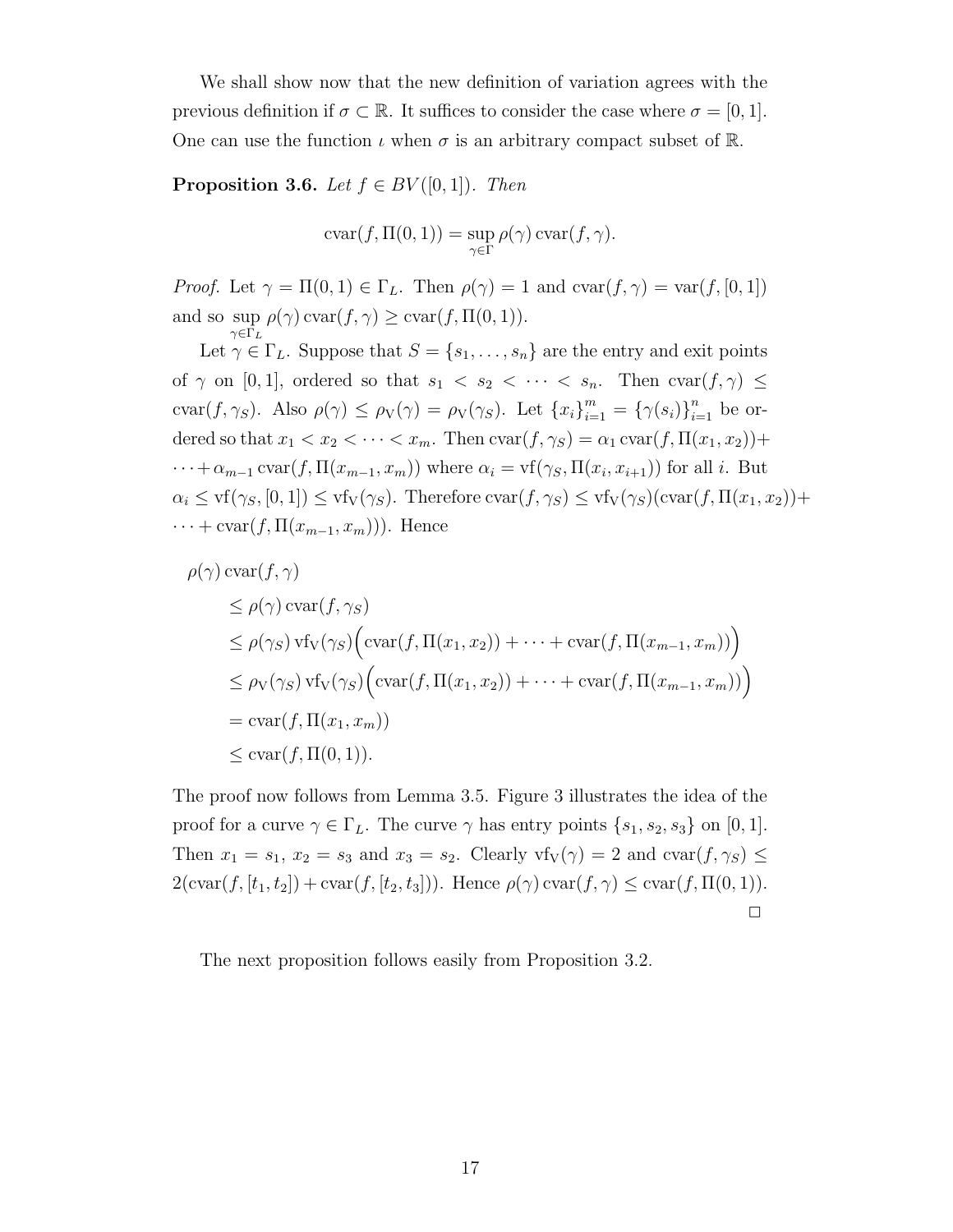We shall show now that the new definition of variation agrees with the previous definition if $\sigma \subset \mathbb{R}$. It suffices to consider the case where $\sigma = [0,1]$. One can use the function $\iota$ when $\sigma$ is an arbitrary compact subset of $\mathbb{R}$.

**Proposition 3.6.** *Let $f \in BV([0,1])$. Then*

$$\operatorname{cvar}(f, \Pi(0,1)) = \sup_{\gamma \in \Gamma} \rho(\gamma) \operatorname{cvar}(f, \gamma).$$

*Proof.* Let $\gamma = \Pi(0,1) \in \Gamma_L$. Then $\rho(\gamma) = 1$ and $\operatorname{cvar}(f,\gamma) = \operatorname{var}(f,[0,1])$ and so $\sup_{\gamma \in \Gamma_L} \rho(\gamma) \operatorname{cvar}(f,\gamma) \geq \operatorname{cvar}(f, \Pi(0,1))$.

Let $\gamma \in \Gamma_L$. Suppose that $S = \{s_1, \dots, s_n\}$ are the entry and exit points of $\gamma$ on $[0,1]$, ordered so that $s_1 < s_2 < \cdots < s_n$. Then $\operatorname{cvar}(f,\gamma) \leq \operatorname{cvar}(f, \gamma_S)$. Also $\rho(\gamma) \leq \rho_{\mathrm{V}}(\gamma) = \rho_{\mathrm{V}}(\gamma_S)$. Let $\{x_i\}_{i=1}^m = \{\gamma(s_i)\}_{i=1}^n$ be ordered so that $x_1 < x_2 < \cdots < x_m$. Then $\operatorname{cvar}(f, \gamma_S) = \alpha_1 \operatorname{cvar}(f, \Pi(x_1, x_2)) + \cdots + \alpha_{m-1} \operatorname{cvar}(f, \Pi(x_{m-1}, x_m))$ where $\alpha_i = \operatorname{vf}(\gamma_S, \Pi(x_i, x_{i+1}))$ for all $i$. But $\alpha_i \leq \operatorname{vf}(\gamma_S, [0,1]) \leq \operatorname{vf}_{\mathrm{V}}(\gamma_S)$. Therefore $\operatorname{cvar}(f, \gamma_S) \leq \operatorname{vf}_{\mathrm{V}}(\gamma_S)(\operatorname{cvar}(f, \Pi(x_1,x_2)) + \cdots + \operatorname{cvar}(f, \Pi(x_{m-1}, x_m)))$. Hence

$$\begin{aligned}
\rho(\gamma) & \operatorname{cvar}(f,\gamma) \\
&\leq \rho(\gamma) \operatorname{cvar}(f, \gamma_S) \\
&\leq \rho(\gamma_S) \operatorname{vf}_{\mathrm{V}}(\gamma_S) \Big( \operatorname{cvar}(f, \Pi(x_1,x_2)) + \cdots + \operatorname{cvar}(f, \Pi(x_{m-1}, x_m)) \Big) \\
&\leq \rho_{\mathrm{V}}(\gamma_S) \operatorname{vf}_{\mathrm{V}}(\gamma_S) \Big( \operatorname{cvar}(f, \Pi(x_1,x_2)) + \cdots + \operatorname{cvar}(f, \Pi(x_{m-1}, x_m)) \Big) \\
&= \operatorname{cvar}(f, \Pi(x_1, x_m)) \\
&\leq \operatorname{cvar}(f, \Pi(0,1)).
\end{aligned}$$

The proof now follows from Lemma 3.5. Figure 3 illustrates the idea of the proof for a curve $\gamma \in \Gamma_L$. The curve $\gamma$ has entry points $\{s_1, s_2, s_3\}$ on $[0,1]$. Then $x_1 = s_1$, $x_2 = s_3$ and $x_3 = s_2$. Clearly $\operatorname{vf}_{\mathrm{V}}(\gamma) = 2$ and $\operatorname{cvar}(f, \gamma_S) \leq 2(\operatorname{cvar}(f, [t_1, t_2]) + \operatorname{cvar}(f, [t_2, t_3]))$. Hence $\rho(\gamma) \operatorname{cvar}(f, \gamma) \leq \operatorname{cvar}(f, \Pi(0,1))$. □

The next proposition follows easily from Proposition 3.2.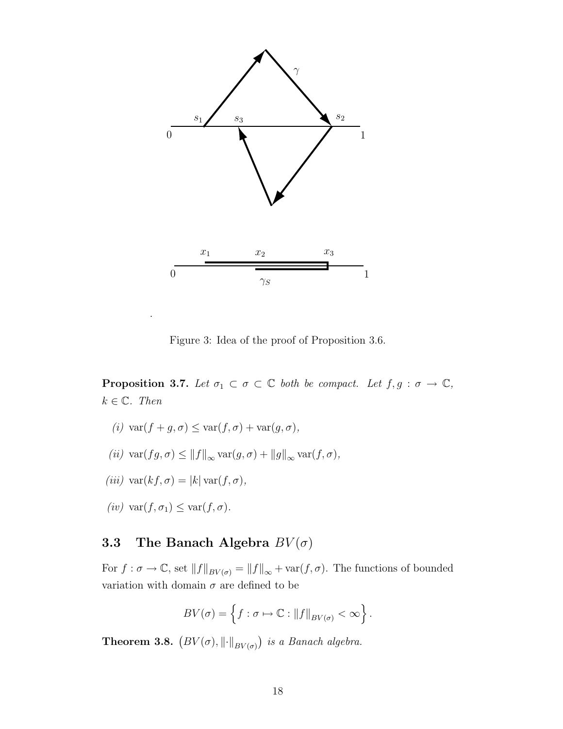Figure 3: Idea of the proof of Proposition 3.6.

**Proposition 3.7.** *Let $\sigma_1 \subset \sigma \subset \mathbb{C}$ both be compact. Let $f, g : \sigma \to \mathbb{C}$, $k \in \mathbb{C}$. Then*

*(i)* $\operatorname{var}(f + g, \sigma) \leq \operatorname{var}(f, \sigma) + \operatorname{var}(g, \sigma)$,

*(ii)* $\operatorname{var}(fg, \sigma) \leq \|f\|_\infty \operatorname{var}(g, \sigma) + \|g\|_\infty \operatorname{var}(f, \sigma)$,

*(iii)* $\operatorname{var}(kf, \sigma) = |k| \operatorname{var}(f, \sigma)$,

*(iv)* $\operatorname{var}(f, \sigma_1) \leq \operatorname{var}(f, \sigma)$.

## 3.3 The Banach Algebra $BV(\sigma)$

For $f : \sigma \to \mathbb{C}$, set $\|f\|_{BV(\sigma)} = \|f\|_\infty + \operatorname{var}(f, \sigma)$. The functions of bounded variation with domain $\sigma$ are defined to be

$$BV(\sigma) = \left\{ f : \sigma \mapsto \mathbb{C} : \|f\|_{BV(\sigma)} < \infty \right\}.$$

**Theorem 3.8.** $\left(BV(\sigma), \|\cdot\|_{BV(\sigma)}\right)$ *is a Banach algebra.*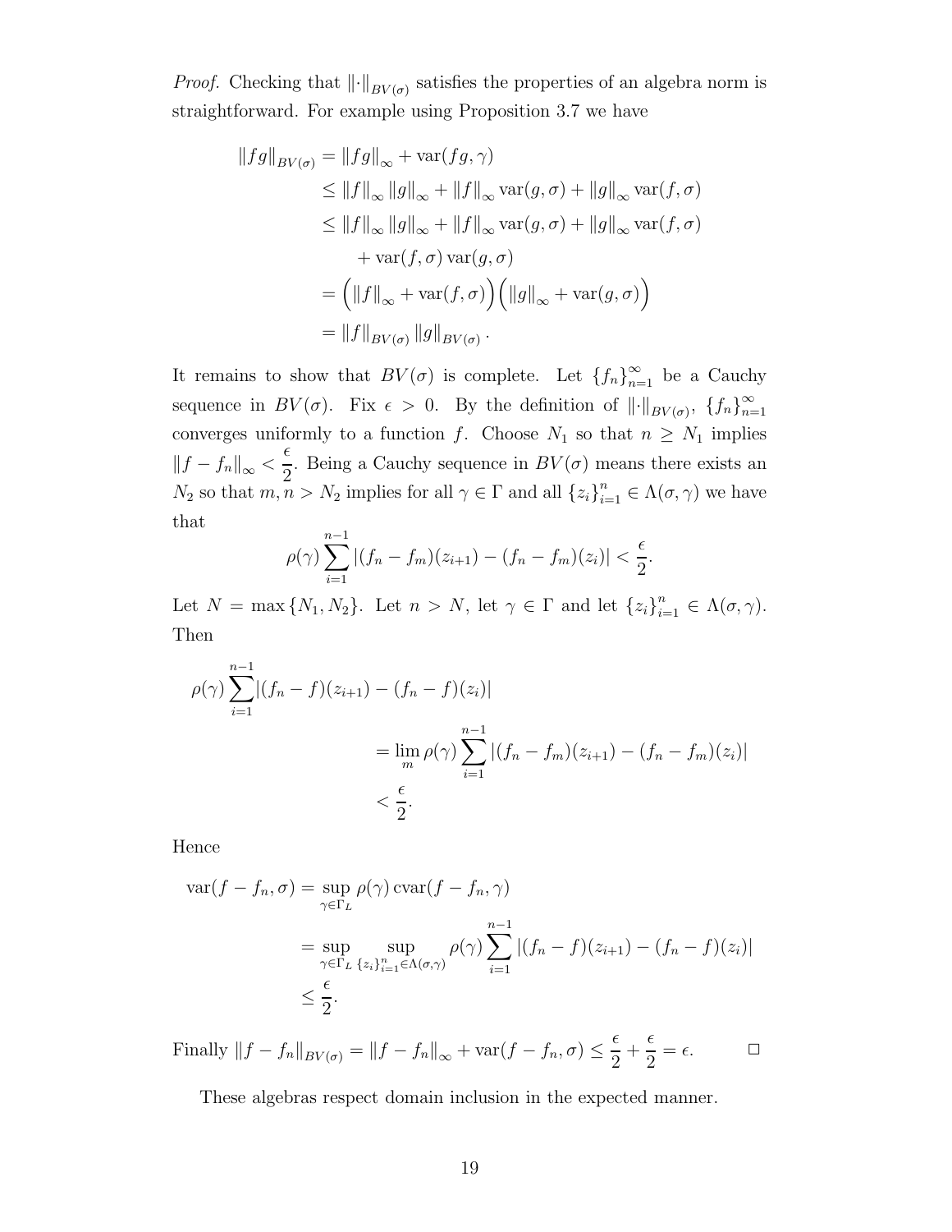*Proof.* Checking that $\|\cdot\|_{BV(\sigma)}$ satisfies the properties of an algebra norm is straightforward. For example using Proposition 3.7 we have

$$
\begin{aligned}
\|fg\|_{BV(\sigma)} &= \|fg\|_\infty + \operatorname{var}(fg,\gamma) \\
&\le \|f\|_\infty \|g\|_\infty + \|f\|_\infty \operatorname{var}(g,\sigma) + \|g\|_\infty \operatorname{var}(f,\sigma) \\
&\le \|f\|_\infty \|g\|_\infty + \|f\|_\infty \operatorname{var}(g,\sigma) + \|g\|_\infty \operatorname{var}(f,\sigma) \\
&\qquad + \operatorname{var}(f,\sigma)\operatorname{var}(g,\sigma) \\
&= \Big(\|f\|_\infty + \operatorname{var}(f,\sigma)\Big)\Big(\|g\|_\infty + \operatorname{var}(g,\sigma)\Big) \\
&= \|f\|_{BV(\sigma)} \|g\|_{BV(\sigma)}.
\end{aligned}
$$

It remains to show that $BV(\sigma)$ is complete. Let $\{f_n\}_{n=1}^\infty$ be a Cauchy sequence in $BV(\sigma)$. Fix $\epsilon > 0$. By the definition of $\|\cdot\|_{BV(\sigma)}$, $\{f_n\}_{n=1}^\infty$ converges uniformly to a function $f$. Choose $N_1$ so that $n \ge N_1$ implies $\|f - f_n\|_\infty < \frac{\epsilon}{2}$. Being a Cauchy sequence in $BV(\sigma)$ means there exists an $N_2$ so that $m, n > N_2$ implies for all $\gamma \in \Gamma$ and all $\{z_i\}_{i=1}^n \in \Lambda(\sigma,\gamma)$ we have that

$$
\rho(\gamma)\sum_{i=1}^{n-1} |(f_n - f_m)(z_{i+1}) - (f_n - f_m)(z_i)| < \frac{\epsilon}{2}.
$$

Let $N = \max\{N_1, N_2\}$. Let $n > N$, let $\gamma \in \Gamma$ and let $\{z_i\}_{i=1}^n \in \Lambda(\sigma,\gamma)$. Then

$$
\begin{aligned}
\rho(\gamma)\sum_{i=1}^{n-1} &|(f_n - f)(z_{i+1}) - (f_n - f)(z_i)| \\
&= \lim_m \rho(\gamma)\sum_{i=1}^{n-1} |(f_n - f_m)(z_{i+1}) - (f_n - f_m)(z_i)| \\
&< \frac{\epsilon}{2}.
\end{aligned}
$$

Hence

$$
\begin{aligned}
\operatorname{var}(f - f_n, \sigma) &= \sup_{\gamma \in \Gamma_L} \rho(\gamma)\operatorname{cvar}(f - f_n, \gamma) \\
&= \sup_{\gamma \in \Gamma_L} \sup_{\{z_i\}_{i=1}^n \in \Lambda(\sigma,\gamma)} \rho(\gamma) \sum_{i=1}^{n-1} |(f_n - f)(z_{i+1}) - (f_n - f)(z_i)| \\
&\le \frac{\epsilon}{2}.
\end{aligned}
$$

Finally $\|f - f_n\|_{BV(\sigma)} = \|f - f_n\|_\infty + \operatorname{var}(f - f_n, \sigma) \le \frac{\epsilon}{2} + \frac{\epsilon}{2} = \epsilon$. $\square$

These algebras respect domain inclusion in the expected manner.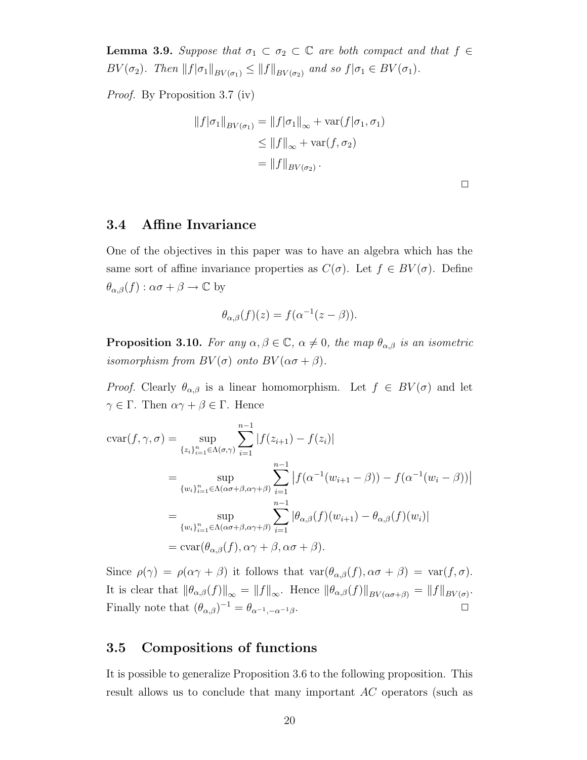**Lemma 3.9.** *Suppose that $\sigma_1 \subset \sigma_2 \subset \mathbb{C}$ are both compact and that $f \in BV(\sigma_2)$. Then $\|f|\sigma_1\|_{BV(\sigma_1)} \le \|f\|_{BV(\sigma_2)}$ and so $f|\sigma_1 \in BV(\sigma_1)$.*

*Proof.* By Proposition 3.7 (iv)

$$
\begin{aligned}
\|f|\sigma_1\|_{BV(\sigma_1)} &= \|f|\sigma_1\|_\infty + \operatorname{var}(f|\sigma_1, \sigma_1) \\
&\le \|f\|_\infty + \operatorname{var}(f, \sigma_2) \\
&= \|f\|_{BV(\sigma_2)}.
\end{aligned}
$$

□

## 3.4 Affine Invariance

One of the objectives in this paper was to have an algebra which has the same sort of affine invariance properties as $C(\sigma)$. Let $f \in BV(\sigma)$. Define $\theta_{\alpha,\beta}(f) : \alpha\sigma + \beta \to \mathbb{C}$ by

$$\theta_{\alpha,\beta}(f)(z) = f(\alpha^{-1}(z - \beta)).$$

**Proposition 3.10.** *For any $\alpha, \beta \in \mathbb{C}$, $\alpha \neq 0$, the map $\theta_{\alpha,\beta}$ is an isometric isomorphism from $BV(\sigma)$ onto $BV(\alpha\sigma + \beta)$.*

*Proof.* Clearly $\theta_{\alpha,\beta}$ is a linear homomorphism. Let $f \in BV(\sigma)$ and let $\gamma \in \Gamma$. Then $\alpha\gamma + \beta \in \Gamma$. Hence

$$
\begin{aligned}
\operatorname{cvar}(f, \gamma, \sigma) &= \sup_{\{z_i\}_{i=1}^n \in \Lambda(\sigma,\gamma)} \sum_{i=1}^{n-1} |f(z_{i+1}) - f(z_i)| \\
&= \sup_{\{w_i\}_{i=1}^n \in \Lambda(\alpha\sigma+\beta, \alpha\gamma+\beta)} \sum_{i=1}^{n-1} \left|f(\alpha^{-1}(w_{i+1} - \beta)) - f(\alpha^{-1}(w_i - \beta))\right| \\
&= \sup_{\{w_i\}_{i=1}^n \in \Lambda(\alpha\sigma+\beta, \alpha\gamma+\beta)} \sum_{i=1}^{n-1} |\theta_{\alpha,\beta}(f)(w_{i+1}) - \theta_{\alpha,\beta}(f)(w_i)| \\
&= \operatorname{cvar}(\theta_{\alpha,\beta}(f), \alpha\gamma + \beta, \alpha\sigma + \beta).
\end{aligned}
$$

Since $\rho(\gamma) = \rho(\alpha\gamma + \beta)$ it follows that $\operatorname{var}(\theta_{\alpha,\beta}(f), \alpha\sigma + \beta) = \operatorname{var}(f, \sigma)$. It is clear that $\|\theta_{\alpha,\beta}(f)\|_\infty = \|f\|_\infty$. Hence $\|\theta_{\alpha,\beta}(f)\|_{BV(\alpha\sigma+\beta)} = \|f\|_{BV(\sigma)}$. Finally note that $(\theta_{\alpha,\beta})^{-1} = \theta_{\alpha^{-1}, -\alpha^{-1}\beta}$. □

## 3.5 Compositions of functions

It is possible to generalize Proposition 3.6 to the following proposition. This result allows us to conclude that many important $AC$ operators (such as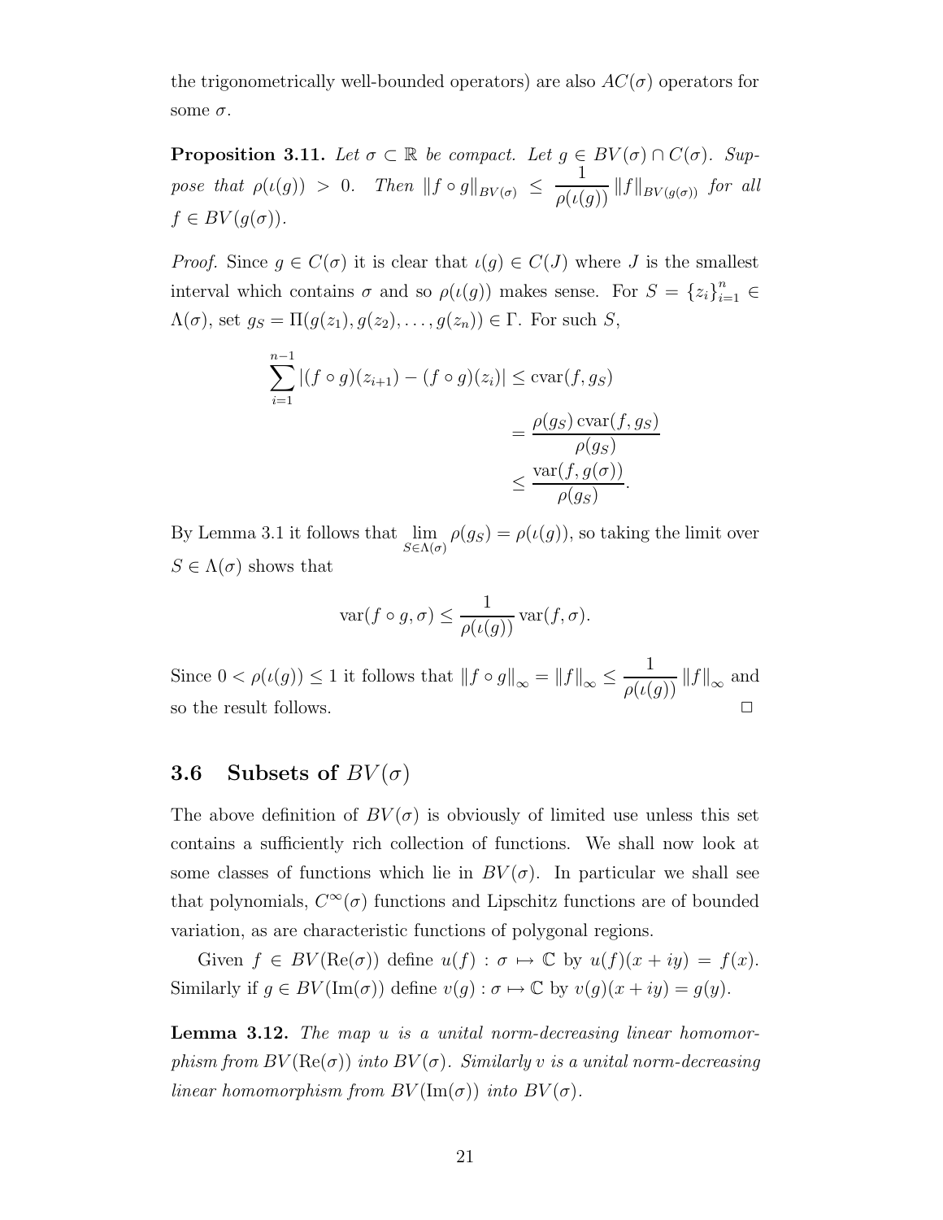the trigonometrically well-bounded operators) are also $AC(\sigma)$ operators for some $\sigma$.

**Proposition 3.11.** *Let $\sigma \subset \mathbb{R}$ be compact. Let $g \in BV(\sigma) \cap C(\sigma)$. Suppose that $\rho(\iota(g)) > 0$. Then $\|f \circ g\|_{BV(\sigma)} \leq \dfrac{1}{\rho(\iota(g))} \|f\|_{BV(g(\sigma))}$ for all $f \in BV(g(\sigma))$.*

*Proof.* Since $g \in C(\sigma)$ it is clear that $\iota(g) \in C(J)$ where $J$ is the smallest interval which contains $\sigma$ and so $\rho(\iota(g))$ makes sense. For $S = \{z_i\}_{i=1}^n \in \Lambda(\sigma)$, set $g_S = \Pi(g(z_1), g(z_2), \ldots, g(z_n)) \in \Gamma$. For such $S$,

$$\begin{aligned}
\sum_{i=1}^{n-1} |(f \circ g)(z_{i+1}) - (f \circ g)(z_i)| &\leq \operatorname{cvar}(f, g_S) \\
&= \frac{\rho(g_S) \operatorname{cvar}(f, g_S)}{\rho(g_S)} \\
&\leq \frac{\operatorname{var}(f, g(\sigma))}{\rho(g_S)}.
\end{aligned}$$

By Lemma 3.1 it follows that $\lim_{S \in \Lambda(\sigma)} \rho(g_S) = \rho(\iota(g))$, so taking the limit over $S \in \Lambda(\sigma)$ shows that

$$\operatorname{var}(f \circ g, \sigma) \leq \frac{1}{\rho(\iota(g))} \operatorname{var}(f, \sigma).$$

Since $0 < \rho(\iota(g)) \leq 1$ it follows that $\|f \circ g\|_\infty = \|f\|_\infty \leq \dfrac{1}{\rho(\iota(g))} \|f\|_\infty$ and so the result follows. $\square$

## 3.6 Subsets of $BV(\sigma)$

The above definition of $BV(\sigma)$ is obviously of limited use unless this set contains a sufficiently rich collection of functions. We shall now look at some classes of functions which lie in $BV(\sigma)$. In particular we shall see that polynomials, $C^\infty(\sigma)$ functions and Lipschitz functions are of bounded variation, as are characteristic functions of polygonal regions.

Given $f \in BV(\operatorname{Re}(\sigma))$ define $u(f) : \sigma \mapsto \mathbb{C}$ by $u(f)(x + iy) = f(x)$. Similarly if $g \in BV(\operatorname{Im}(\sigma))$ define $v(g) : \sigma \mapsto \mathbb{C}$ by $v(g)(x + iy) = g(y)$.

**Lemma 3.12.** *The map $u$ is a unital norm-decreasing linear homomorphism from $BV(\operatorname{Re}(\sigma))$ into $BV(\sigma)$. Similarly $v$ is a unital norm-decreasing linear homomorphism from $BV(\operatorname{Im}(\sigma))$ into $BV(\sigma)$.*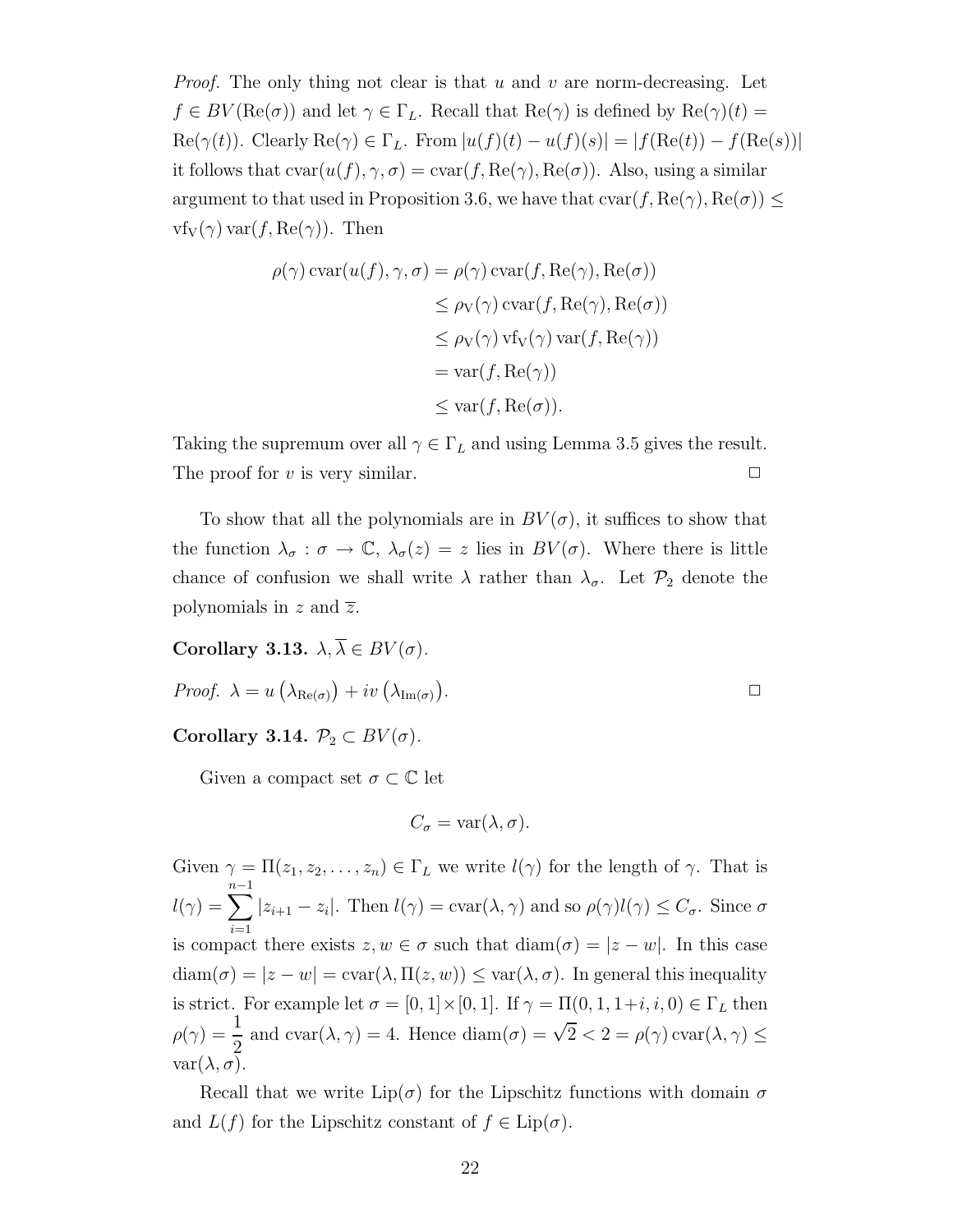*Proof.* The only thing not clear is that $u$ and $v$ are norm-decreasing. Let $f \in BV(\mathrm{Re}(\sigma))$ and let $\gamma \in \Gamma_L$. Recall that $\mathrm{Re}(\gamma)$ is defined by $\mathrm{Re}(\gamma)(t) = \mathrm{Re}(\gamma(t))$. Clearly $\mathrm{Re}(\gamma) \in \Gamma_L$. From $|u(f)(t) - u(f)(s)| = |f(\mathrm{Re}(t)) - f(\mathrm{Re}(s))|$ it follows that $\mathrm{cvar}(u(f), \gamma, \sigma) = \mathrm{cvar}(f, \mathrm{Re}(\gamma), \mathrm{Re}(\sigma))$. Also, using a similar argument to that used in Proposition 3.6, we have that $\mathrm{cvar}(f, \mathrm{Re}(\gamma), \mathrm{Re}(\sigma)) \leq \mathrm{vf_V}(\gamma)\,\mathrm{var}(f, \mathrm{Re}(\gamma))$. Then

$$
\begin{aligned}
\rho(\gamma)\,\mathrm{cvar}(u(f), \gamma, \sigma) &= \rho(\gamma)\,\mathrm{cvar}(f, \mathrm{Re}(\gamma), \mathrm{Re}(\sigma)) \\
&\leq \rho_{\mathrm{V}}(\gamma)\,\mathrm{cvar}(f, \mathrm{Re}(\gamma), \mathrm{Re}(\sigma)) \\
&\leq \rho_{\mathrm{V}}(\gamma)\,\mathrm{vf_V}(\gamma)\,\mathrm{var}(f, \mathrm{Re}(\gamma)) \\
&= \mathrm{var}(f, \mathrm{Re}(\gamma)) \\
&\leq \mathrm{var}(f, \mathrm{Re}(\sigma)).
\end{aligned}
$$

Taking the supremum over all $\gamma \in \Gamma_L$ and using Lemma 3.5 gives the result. The proof for $v$ is very similar. □

To show that all the polynomials are in $BV(\sigma)$, it suffices to show that the function $\lambda_\sigma : \sigma \to \mathbb{C}$, $\lambda_\sigma(z) = z$ lies in $BV(\sigma)$. Where there is little chance of confusion we shall write $\lambda$ rather than $\lambda_\sigma$. Let $\mathcal{P}_2$ denote the polynomials in $z$ and $\overline{z}$.

**Corollary 3.13.** $\lambda, \overline{\lambda} \in BV(\sigma)$.

*Proof.* $\lambda = u\left(\lambda_{\mathrm{Re}(\sigma)}\right) + iv\left(\lambda_{\mathrm{Im}(\sigma)}\right)$. □

**Corollary 3.14.** $\mathcal{P}_2 \subset BV(\sigma)$.

Given a compact set $\sigma \subset \mathbb{C}$ let

$$C_\sigma = \mathrm{var}(\lambda, \sigma).$$

Given $\gamma = \Pi(z_1, z_2, \ldots, z_n) \in \Gamma_L$ we write $l(\gamma)$ for the length of $\gamma$. That is $l(\gamma) = \sum_{i=1}^{n-1} |z_{i+1} - z_i|$. Then $l(\gamma) = \mathrm{cvar}(\lambda, \gamma)$ and so $\rho(\gamma) l(\gamma) \leq C_\sigma$. Since $\sigma$ is compact there exists $z, w \in \sigma$ such that $\mathrm{diam}(\sigma) = |z - w|$. In this case $\mathrm{diam}(\sigma) = |z - w| = \mathrm{cvar}(\lambda, \Pi(z, w)) \leq \mathrm{var}(\lambda, \sigma)$. In general this inequality is strict. For example let $\sigma = [0, 1] \times [0, 1]$. If $\gamma = \Pi(0, 1, 1+i, i, 0) \in \Gamma_L$ then $\rho(\gamma) = \dfrac{1}{2}$ and $\mathrm{cvar}(\lambda, \gamma) = 4$. Hence $\mathrm{diam}(\sigma) = \sqrt{2} < 2 = \rho(\gamma)\,\mathrm{cvar}(\lambda, \gamma) \leq \mathrm{var}(\lambda, \sigma)$.

Recall that we write $\mathrm{Lip}(\sigma)$ for the Lipschitz functions with domain $\sigma$ and $L(f)$ for the Lipschitz constant of $f \in \mathrm{Lip}(\sigma)$.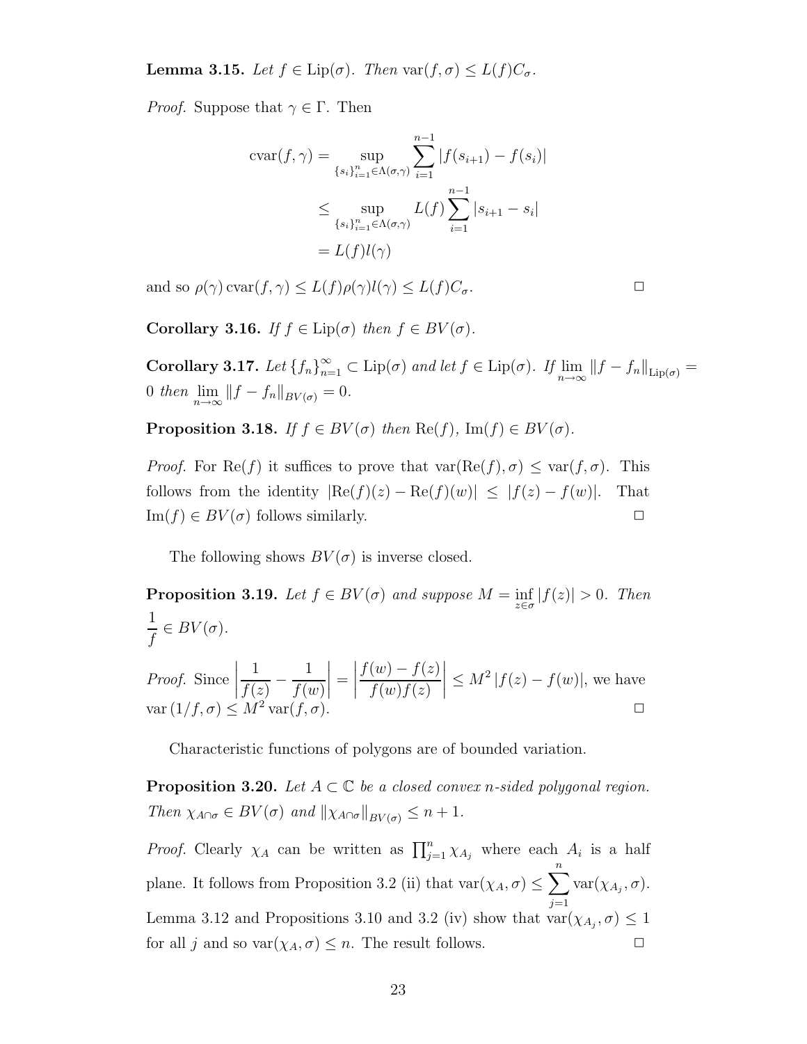**Lemma 3.15.** *Let $f \in \mathrm{Lip}(\sigma)$. Then* $\mathrm{var}(f,\sigma) \le L(f) C_\sigma$.

*Proof.* Suppose that $\gamma \in \Gamma$. Then

$$
\begin{aligned}
\mathrm{cvar}(f,\gamma) &= \sup_{\{s_i\}_{i=1}^n \in \Lambda(\sigma,\gamma)} \sum_{i=1}^{n-1} |f(s_{i+1}) - f(s_i)| \\
&\le \sup_{\{s_i\}_{i=1}^n \in \Lambda(\sigma,\gamma)} L(f) \sum_{i=1}^{n-1} |s_{i+1} - s_i| \\
&= L(f) l(\gamma)
\end{aligned}
$$

and so $\rho(\gamma)\,\mathrm{cvar}(f,\gamma) \le L(f)\rho(\gamma) l(\gamma) \le L(f) C_\sigma$. $\square$

**Corollary 3.16.** *If $f \in \mathrm{Lip}(\sigma)$ then $f \in BV(\sigma)$.*

**Corollary 3.17.** *Let $\{f_n\}_{n=1}^\infty \subset \mathrm{Lip}(\sigma)$ and let $f \in \mathrm{Lip}(\sigma)$. If $\lim_{n\to\infty} \|f - f_n\|_{\mathrm{Lip}(\sigma)} = 0$ then $\lim_{n\to\infty} \|f - f_n\|_{BV(\sigma)} = 0$.*

**Proposition 3.18.** *If $f \in BV(\sigma)$ then $\mathrm{Re}(f)$, $\mathrm{Im}(f) \in BV(\sigma)$.*

*Proof.* For $\mathrm{Re}(f)$ it suffices to prove that $\mathrm{var}(\mathrm{Re}(f),\sigma) \le \mathrm{var}(f,\sigma)$. This follows from the identity $|\mathrm{Re}(f)(z) - \mathrm{Re}(f)(w)| \le |f(z) - f(w)|$. That $\mathrm{Im}(f) \in BV(\sigma)$ follows similarly. $\square$

The following shows $BV(\sigma)$ is inverse closed.

**Proposition 3.19.** *Let $f \in BV(\sigma)$ and suppose $M = \inf_{z\in\sigma} |f(z)| > 0$. Then $\dfrac{1}{f} \in BV(\sigma)$.*

*Proof.* Since $\left|\dfrac{1}{f(z)} - \dfrac{1}{f(w)}\right| = \left|\dfrac{f(w) - f(z)}{f(w)f(z)}\right| \le M^2 |f(z) - f(w)|$, we have $\mathrm{var}(1/f,\sigma) \le M^2\,\mathrm{var}(f,\sigma)$. $\square$

Characteristic functions of polygons are of bounded variation.

**Proposition 3.20.** *Let $A \subset \mathbb{C}$ be a closed convex $n$-sided polygonal region. Then $\chi_{A\cap\sigma} \in BV(\sigma)$ and $\|\chi_{A\cap\sigma}\|_{BV(\sigma)} \le n+1$.*

*Proof.* Clearly $\chi_A$ can be written as $\prod_{j=1}^n \chi_{A_j}$ where each $A_i$ is a half plane. It follows from Proposition 3.2 (ii) that $\mathrm{var}(\chi_A,\sigma) \le \sum_{j=1}^n \mathrm{var}(\chi_{A_j},\sigma)$. Lemma 3.12 and Propositions 3.10 and 3.2 (iv) show that $\mathrm{var}(\chi_{A_j},\sigma) \le 1$ for all $j$ and so $\mathrm{var}(\chi_A,\sigma) \le n$. The result follows. $\square$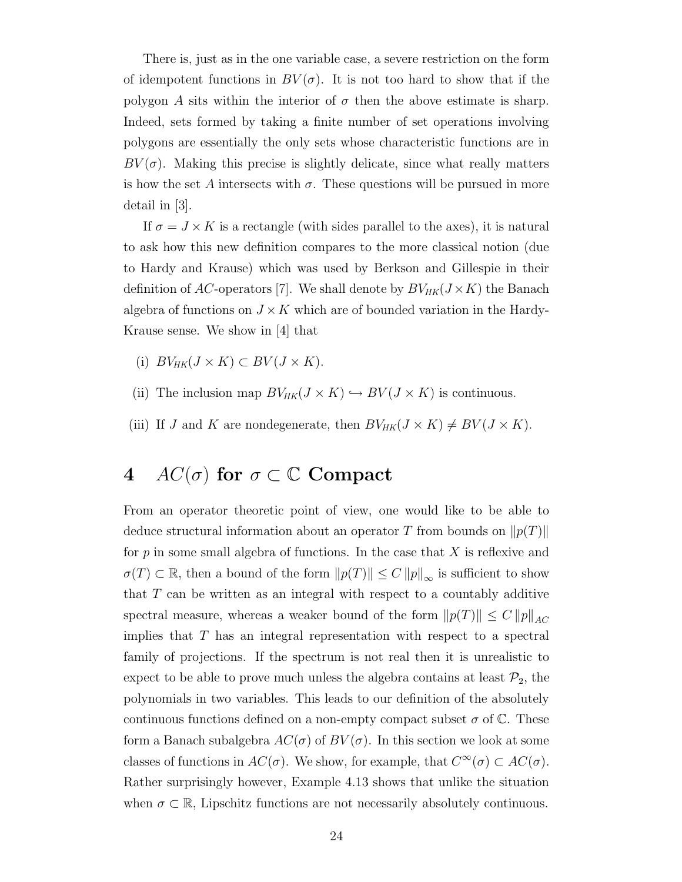There is, just as in the one variable case, a severe restriction on the form of idempotent functions in $BV(\sigma)$. It is not too hard to show that if the polygon $A$ sits within the interior of $\sigma$ then the above estimate is sharp. Indeed, sets formed by taking a finite number of set operations involving polygons are essentially the only sets whose characteristic functions are in $BV(\sigma)$. Making this precise is slightly delicate, since what really matters is how the set $A$ intersects with $\sigma$. These questions will be pursued in more detail in [3].

If $\sigma = J \times K$ is a rectangle (with sides parallel to the axes), it is natural to ask how this new definition compares to the more classical notion (due to Hardy and Krause) which was used by Berkson and Gillespie in their definition of $AC$-operators [7]. We shall denote by $BV_{HK}(J \times K)$ the Banach algebra of functions on $J \times K$ which are of bounded variation in the Hardy-Krause sense. We show in [4] that

(i) $BV_{HK}(J \times K) \subset BV(J \times K)$.

(ii) The inclusion map $BV_{HK}(J \times K) \hookrightarrow BV(J \times K)$ is continuous.

(iii) If $J$ and $K$ are nondegenerate, then $BV_{HK}(J \times K) \neq BV(J \times K)$.

## 4 $AC(\sigma)$ for $\sigma \subset \mathbb{C}$ Compact

From an operator theoretic point of view, one would like to be able to deduce structural information about an operator $T$ from bounds on $\|p(T)\|$ for $p$ in some small algebra of functions. In the case that $X$ is reflexive and $\sigma(T) \subset \mathbb{R}$, then a bound of the form $\|p(T)\| \leq C \|p\|_\infty$ is sufficient to show that $T$ can be written as an integral with respect to a countably additive spectral measure, whereas a weaker bound of the form $\|p(T)\| \leq C \|p\|_{AC}$ implies that $T$ has an integral representation with respect to a spectral family of projections. If the spectrum is not real then it is unrealistic to expect to be able to prove much unless the algebra contains at least $\mathcal{P}_2$, the polynomials in two variables. This leads to our definition of the absolutely continuous functions defined on a non-empty compact subset $\sigma$ of $\mathbb{C}$. These form a Banach subalgebra $AC(\sigma)$ of $BV(\sigma)$. In this section we look at some classes of functions in $AC(\sigma)$. We show, for example, that $C^\infty(\sigma) \subset AC(\sigma)$. Rather surprisingly however, Example 4.13 shows that unlike the situation when $\sigma \subset \mathbb{R}$, Lipschitz functions are not necessarily absolutely continuous.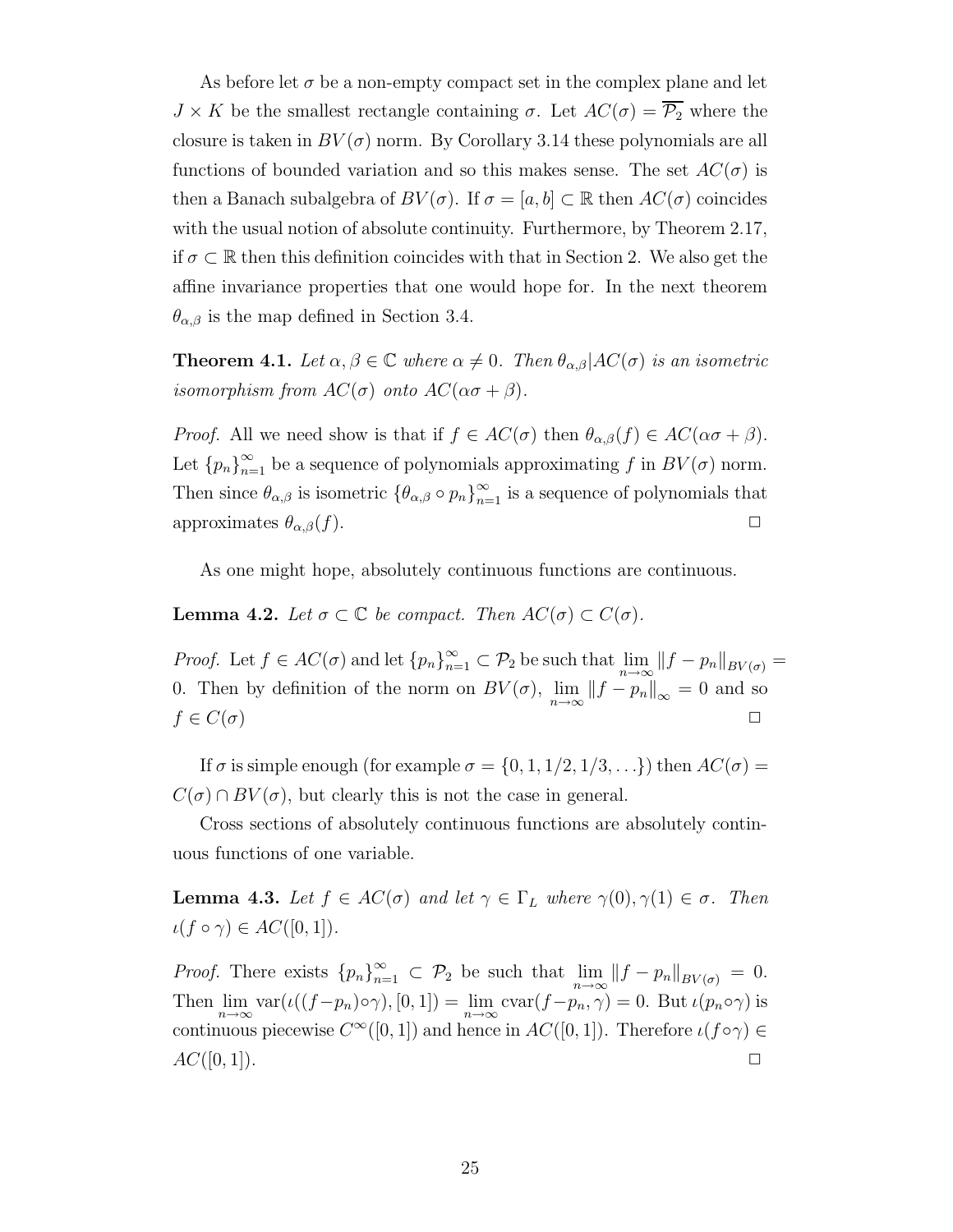As before let $\sigma$ be a non-empty compact set in the complex plane and let $J \times K$ be the smallest rectangle containing $\sigma$. Let $AC(\sigma) = \overline{\mathcal{P}_2}$ where the closure is taken in $BV(\sigma)$ norm. By Corollary 3.14 these polynomials are all functions of bounded variation and so this makes sense. The set $AC(\sigma)$ is then a Banach subalgebra of $BV(\sigma)$. If $\sigma = [a, b] \subset \mathbb{R}$ then $AC(\sigma)$ coincides with the usual notion of absolute continuity. Furthermore, by Theorem 2.17, if $\sigma \subset \mathbb{R}$ then this definition coincides with that in Section 2. We also get the affine invariance properties that one would hope for. In the next theorem $\theta_{\alpha,\beta}$ is the map defined in Section 3.4.

**Theorem 4.1.** *Let $\alpha, \beta \in \mathbb{C}$ where $\alpha \neq 0$. Then $\theta_{\alpha,\beta}|AC(\sigma)$ is an isometric isomorphism from $AC(\sigma)$ onto $AC(\alpha\sigma + \beta)$.*

*Proof.* All we need show is that if $f \in AC(\sigma)$ then $\theta_{\alpha,\beta}(f) \in AC(\alpha\sigma + \beta)$. Let $\{p_n\}_{n=1}^{\infty}$ be a sequence of polynomials approximating $f$ in $BV(\sigma)$ norm. Then since $\theta_{\alpha,\beta}$ is isometric $\{\theta_{\alpha,\beta} \circ p_n\}_{n=1}^{\infty}$ is a sequence of polynomials that approximates $\theta_{\alpha,\beta}(f)$. □

As one might hope, absolutely continuous functions are continuous.

**Lemma 4.2.** *Let $\sigma \subset \mathbb{C}$ be compact. Then $AC(\sigma) \subset C(\sigma)$.*

*Proof.* Let $f \in AC(\sigma)$ and let $\{p_n\}_{n=1}^{\infty} \subset \mathcal{P}_2$ be such that $\lim_{n\to\infty} \|f - p_n\|_{BV(\sigma)} = 0$. Then by definition of the norm on $BV(\sigma)$, $\lim_{n\to\infty} \|f - p_n\|_{\infty} = 0$ and so $f \in C(\sigma)$ □

If $\sigma$ is simple enough (for example $\sigma = \{0, 1, 1/2, 1/3, \ldots\}$) then $AC(\sigma) = C(\sigma) \cap BV(\sigma)$, but clearly this is not the case in general.

Cross sections of absolutely continuous functions are absolutely continuous functions of one variable.

**Lemma 4.3.** *Let $f \in AC(\sigma)$ and let $\gamma \in \Gamma_L$ where $\gamma(0), \gamma(1) \in \sigma$. Then $\iota(f \circ \gamma) \in AC([0, 1])$.*

*Proof.* There exists $\{p_n\}_{n=1}^{\infty} \subset \mathcal{P}_2$ be such that $\lim_{n\to\infty} \|f - p_n\|_{BV(\sigma)} = 0$. Then $\lim_{n\to\infty} \operatorname{var}(\iota((f - p_n)\circ\gamma), [0, 1]) = \lim_{n\to\infty} \operatorname{cvar}(f - p_n, \gamma) = 0$. But $\iota(p_n \circ \gamma)$ is continuous piecewise $C^{\infty}([0, 1])$ and hence in $AC([0, 1])$. Therefore $\iota(f \circ \gamma) \in AC([0, 1])$. □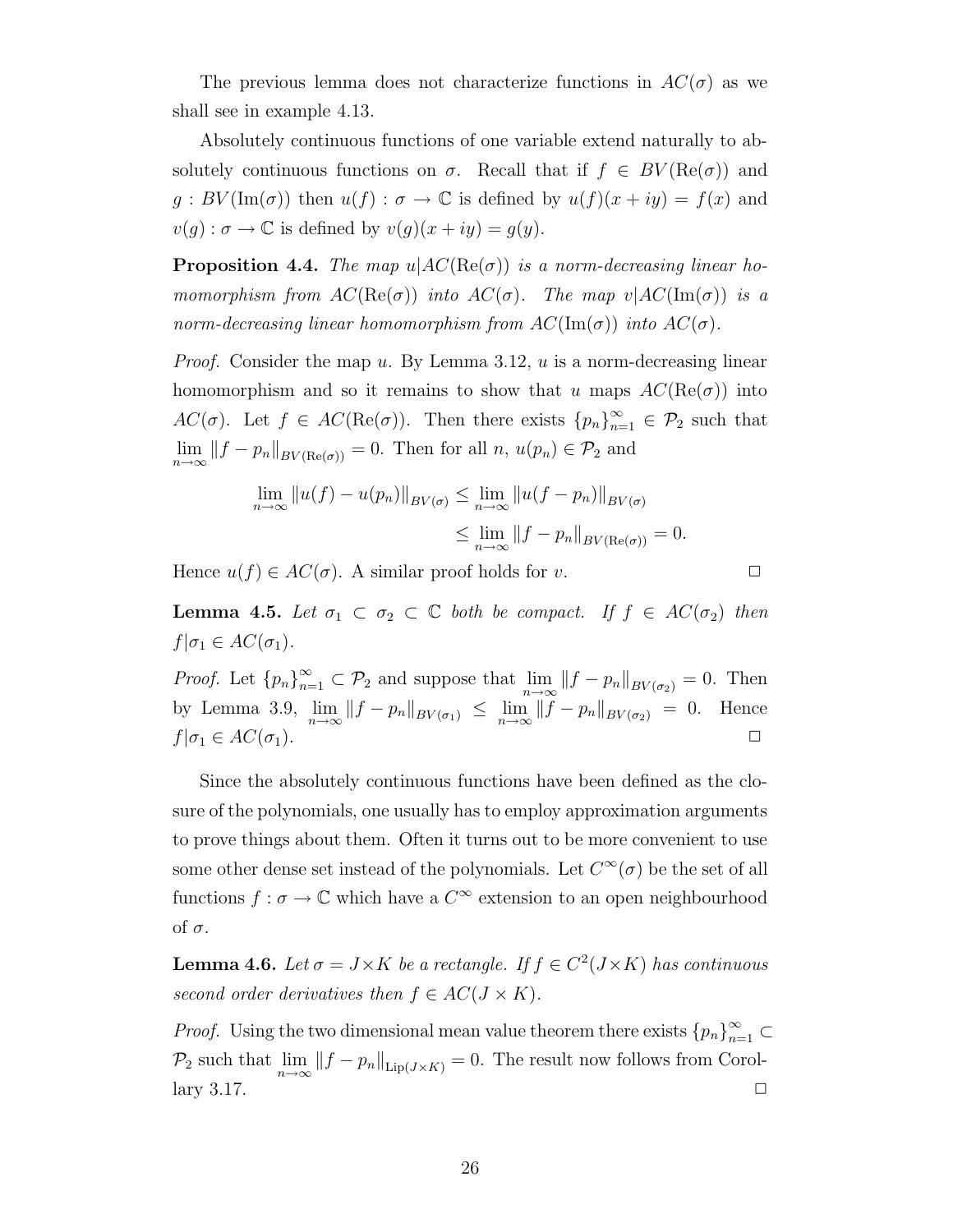The previous lemma does not characterize functions in $AC(\sigma)$ as we shall see in example 4.13.

Absolutely continuous functions of one variable extend naturally to absolutely continuous functions on $\sigma$. Recall that if $f \in BV(\mathrm{Re}(\sigma))$ and $g : BV(\mathrm{Im}(\sigma))$ then $u(f) : \sigma \to \mathbb{C}$ is defined by $u(f)(x+iy) = f(x)$ and $v(g) : \sigma \to \mathbb{C}$ is defined by $v(g)(x+iy) = g(y)$.

**Proposition 4.4.** *The map $u|AC(\mathrm{Re}(\sigma))$ is a norm-decreasing linear homomorphism from $AC(\mathrm{Re}(\sigma))$ into $AC(\sigma)$. The map $v|AC(\mathrm{Im}(\sigma))$ is a norm-decreasing linear homomorphism from $AC(\mathrm{Im}(\sigma))$ into $AC(\sigma)$.*

*Proof.* Consider the map $u$. By Lemma 3.12, $u$ is a norm-decreasing linear homomorphism and so it remains to show that $u$ maps $AC(\mathrm{Re}(\sigma))$ into $AC(\sigma)$. Let $f \in AC(\mathrm{Re}(\sigma))$. Then there exists $\{p_n\}_{n=1}^{\infty} \in \mathcal{P}_2$ such that $\lim_{n\to\infty} \|f - p_n\|_{BV(\mathrm{Re}(\sigma))} = 0$. Then for all $n$, $u(p_n) \in \mathcal{P}_2$ and

$$\begin{aligned}
\lim_{n\to\infty} \|u(f) - u(p_n)\|_{BV(\sigma)} &\leq \lim_{n\to\infty} \|u(f - p_n)\|_{BV(\sigma)} \\
&\leq \lim_{n\to\infty} \|f - p_n\|_{BV(\mathrm{Re}(\sigma))} = 0.
\end{aligned}$$

Hence $u(f) \in AC(\sigma)$. A similar proof holds for $v$. □

**Lemma 4.5.** *Let $\sigma_1 \subset \sigma_2 \subset \mathbb{C}$ both be compact. If $f \in AC(\sigma_2)$ then $f|\sigma_1 \in AC(\sigma_1)$.*

*Proof.* Let $\{p_n\}_{n=1}^{\infty} \subset \mathcal{P}_2$ and suppose that $\lim_{n\to\infty} \|f - p_n\|_{BV(\sigma_2)} = 0$. Then by Lemma 3.9, $\lim_{n\to\infty} \|f - p_n\|_{BV(\sigma_1)} \leq \lim_{n\to\infty} \|f - p_n\|_{BV(\sigma_2)} = 0$. Hence $f|\sigma_1 \in AC(\sigma_1)$. □

Since the absolutely continuous functions have been defined as the closure of the polynomials, one usually has to employ approximation arguments to prove things about them. Often it turns out to be more convenient to use some other dense set instead of the polynomials. Let $C^{\infty}(\sigma)$ be the set of all functions $f : \sigma \to \mathbb{C}$ which have a $C^{\infty}$ extension to an open neighbourhood of $\sigma$.

**Lemma 4.6.** *Let $\sigma = J \times K$ be a rectangle. If $f \in C^2(J \times K)$ has continuous second order derivatives then $f \in AC(J \times K)$.*

*Proof.* Using the two dimensional mean value theorem there exists $\{p_n\}_{n=1}^{\infty} \subset \mathcal{P}_2$ such that $\lim_{n\to\infty} \|f - p_n\|_{\mathrm{Lip}(J\times K)} = 0$. The result now follows from Corollary 3.17. □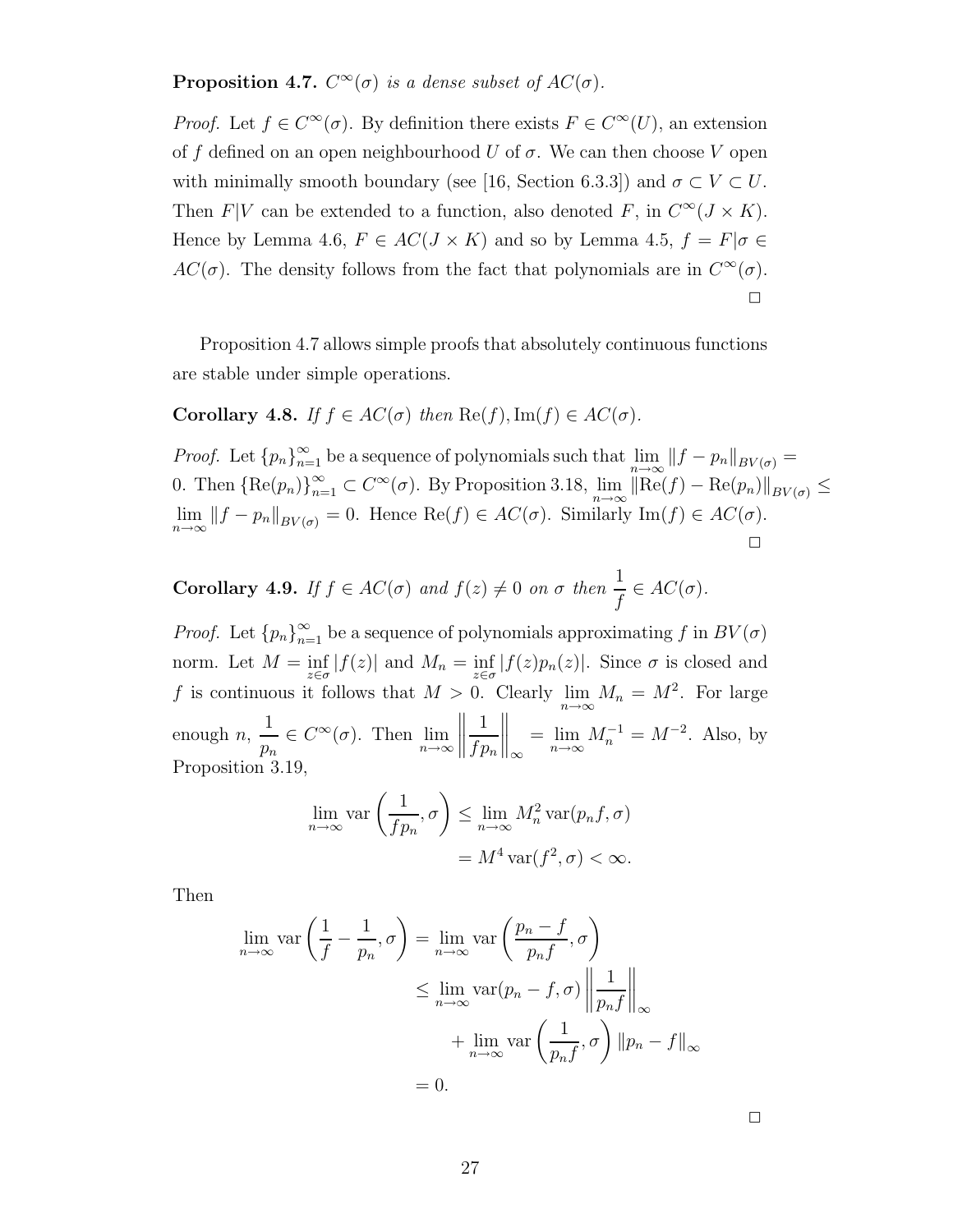**Proposition 4.7.** *$C^\infty(\sigma)$ is a dense subset of $AC(\sigma)$.*

*Proof.* Let $f \in C^\infty(\sigma)$. By definition there exists $F \in C^\infty(U)$, an extension of $f$ defined on an open neighbourhood $U$ of $\sigma$. We can then choose $V$ open with minimally smooth boundary (see [16, Section 6.3.3]) and $\sigma \subset V \subset U$. Then $F|V$ can be extended to a function, also denoted $F$, in $C^\infty(J \times K)$. Hence by Lemma 4.6, $F \in AC(J \times K)$ and so by Lemma 4.5, $f = F|\sigma \in AC(\sigma)$. The density follows from the fact that polynomials are in $C^\infty(\sigma)$. □

Proposition 4.7 allows simple proofs that absolutely continuous functions are stable under simple operations.

**Corollary 4.8.** *If $f \in AC(\sigma)$ then $\mathrm{Re}(f), \mathrm{Im}(f) \in AC(\sigma)$.*

*Proof.* Let $\{p_n\}_{n=1}^\infty$ be a sequence of polynomials such that $\lim_{n\to\infty} \|f - p_n\|_{BV(\sigma)} = 0$. Then $\{\mathrm{Re}(p_n)\}_{n=1}^\infty \subset C^\infty(\sigma)$. By Proposition 3.18, $\lim_{n\to\infty} \|\mathrm{Re}(f) - \mathrm{Re}(p_n)\|_{BV(\sigma)} \le \lim_{n\to\infty} \|f - p_n\|_{BV(\sigma)} = 0$. Hence $\mathrm{Re}(f) \in AC(\sigma)$. Similarly $\mathrm{Im}(f) \in AC(\sigma)$. □

**Corollary 4.9.** *If $f \in AC(\sigma)$ and $f(z) \neq 0$ on $\sigma$ then $\dfrac{1}{f} \in AC(\sigma)$.*

*Proof.* Let $\{p_n\}_{n=1}^\infty$ be a sequence of polynomials approximating $f$ in $BV(\sigma)$ norm. Let $M = \inf_{z\in\sigma} |f(z)|$ and $M_n = \inf_{z\in\sigma} |f(z)p_n(z)|$. Since $\sigma$ is closed and $f$ is continuous it follows that $M > 0$. Clearly $\lim_{n\to\infty} M_n = M^2$. For large enough $n$, $\dfrac{1}{p_n} \in C^\infty(\sigma)$. Then $\lim_{n\to\infty} \left\| \dfrac{1}{fp_n} \right\|_\infty = \lim_{n\to\infty} M_n^{-1} = M^{-2}$. Also, by Proposition 3.19,

$$
\begin{aligned}
\lim_{n\to\infty} \mathrm{var}\left(\frac{1}{fp_n}, \sigma\right) &\le \lim_{n\to\infty} M_n^2 \,\mathrm{var}(p_n f, \sigma) \\
&= M^4 \,\mathrm{var}(f^2, \sigma) < \infty.
\end{aligned}
$$

Then

$$
\begin{aligned}
\lim_{n\to\infty} \mathrm{var}\left(\frac{1}{f} - \frac{1}{p_n}, \sigma\right) &= \lim_{n\to\infty} \mathrm{var}\left(\frac{p_n - f}{p_n f}, \sigma\right) \\
&\le \lim_{n\to\infty} \mathrm{var}(p_n - f, \sigma) \left\|\frac{1}{p_n f}\right\|_\infty \\
&\quad + \lim_{n\to\infty} \mathrm{var}\left(\frac{1}{p_n f}, \sigma\right) \|p_n - f\|_\infty \\
&= 0.
\end{aligned}
$$

□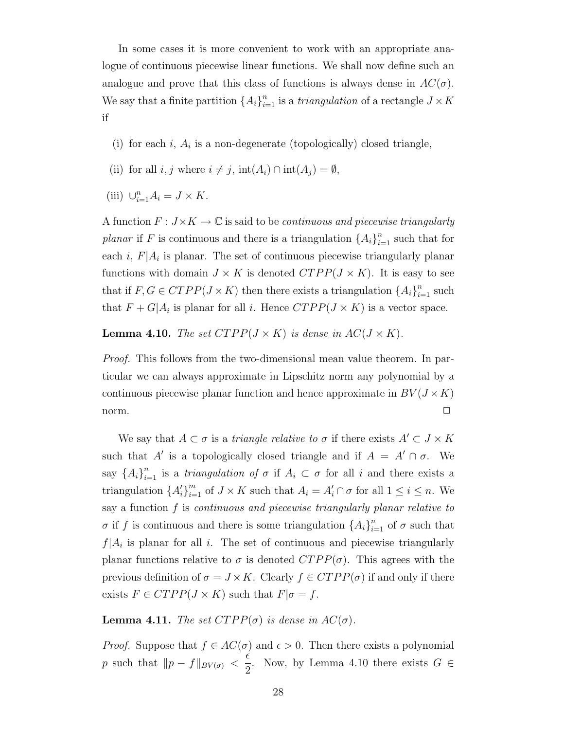In some cases it is more convenient to work with an appropriate analogue of continuous piecewise linear functions. We shall now define such an analogue and prove that this class of functions is always dense in $AC(\sigma)$. We say that a finite partition $\{A_i\}_{i=1}^n$ is a *triangulation* of a rectangle $J \times K$ if

(i) for each $i$, $A_i$ is a non-degenerate (topologically) closed triangle,

(ii) for all $i, j$ where $i \neq j$, $\text{int}(A_i) \cap \text{int}(A_j) = \emptyset$,

(iii) $\cup_{i=1}^n A_i = J \times K$.

A function $F : J \times K \to \mathbb{C}$ is said to be *continuous and piecewise triangularly planar* if $F$ is continuous and there is a triangulation $\{A_i\}_{i=1}^n$ such that for each $i$, $F|A_i$ is planar. The set of continuous piecewise triangularly planar functions with domain $J \times K$ is denoted $CTPP(J \times K)$. It is easy to see that if $F, G \in CTPP(J \times K)$ then there exists a triangulation $\{A_i\}_{i=1}^n$ such that $F + G|A_i$ is planar for all $i$. Hence $CTPP(J \times K)$ is a vector space.

**Lemma 4.10.** *The set $CTPP(J \times K)$ is dense in $AC(J \times K)$.*

*Proof.* This follows from the two-dimensional mean value theorem. In particular we can always approximate in Lipschitz norm any polynomial by a continuous piecewise planar function and hence approximate in $BV(J \times K)$ norm. □

We say that $A \subset \sigma$ is a *triangle relative to* $\sigma$ if there exists $A' \subset J \times K$ such that $A'$ is a topologically closed triangle and if $A = A' \cap \sigma$. We say $\{A_i\}_{i=1}^n$ is a *triangulation of* $\sigma$ if $A_i \subset \sigma$ for all $i$ and there exists a triangulation $\{A_i'\}_{i=1}^m$ of $J \times K$ such that $A_i = A_i' \cap \sigma$ for all $1 \leq i \leq n$. We say a function $f$ is *continuous and piecewise triangularly planar relative to* $\sigma$ if $f$ is continuous and there is some triangulation $\{A_i\}_{i=1}^n$ of $\sigma$ such that $f|A_i$ is planar for all $i$. The set of continuous and piecewise triangularly planar functions relative to $\sigma$ is denoted $CTPP(\sigma)$. This agrees with the previous definition of $\sigma = J \times K$. Clearly $f \in CTPP(\sigma)$ if and only if there exists $F \in CTPP(J \times K)$ such that $F|\sigma = f$.

**Lemma 4.11.** *The set $CTPP(\sigma)$ is dense in $AC(\sigma)$.*

*Proof.* Suppose that $f \in AC(\sigma)$ and $\epsilon > 0$. Then there exists a polynomial $p$ such that $\|p - f\|_{BV(\sigma)} < \dfrac{\epsilon}{2}$. Now, by Lemma 4.10 there exists $G \in$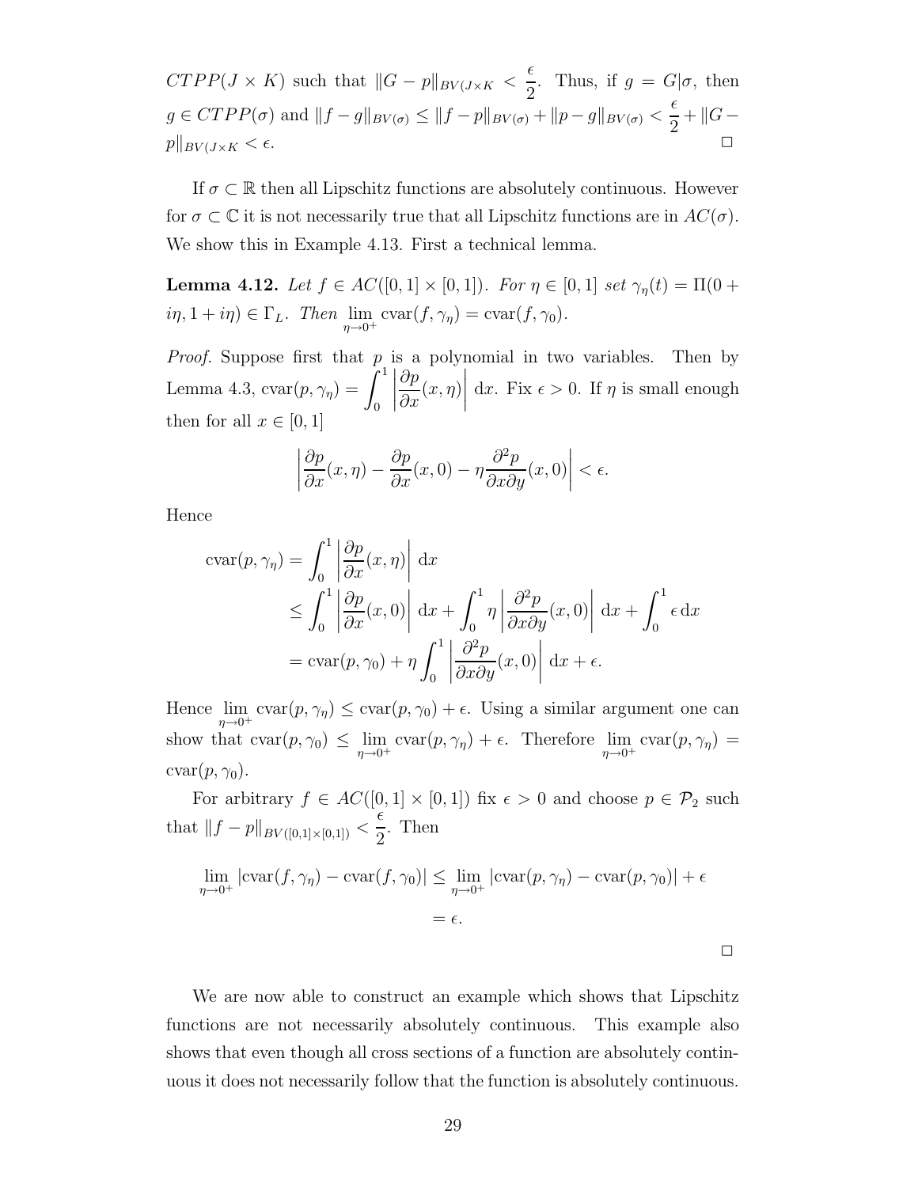$CTPP(J \times K)$ such that $\|G - p\|_{BV(J\times K} < \frac{\epsilon}{2}$. Thus, if $g = G|\sigma$, then $g \in CTPP(\sigma)$ and $\|f - g\|_{BV(\sigma)} \leq \|f - p\|_{BV(\sigma)} + \|p - g\|_{BV(\sigma)} < \frac{\epsilon}{2} + \|G - p\|_{BV(J\times K} < \epsilon$. □

If $\sigma \subset \mathbb{R}$ then all Lipschitz functions are absolutely continuous. However for $\sigma \subset \mathbb{C}$ it is not necessarily true that all Lipschitz functions are in $AC(\sigma)$. We show this in Example 4.13. First a technical lemma.

**Lemma 4.12.** *Let $f \in AC([0,1] \times [0,1])$. For $\eta \in [0,1]$ set $\gamma_\eta(t) = \Pi(0 + i\eta, 1 + i\eta) \in \Gamma_L$. Then $\lim_{\eta\to 0^+} \operatorname{cvar}(f, \gamma_\eta) = \operatorname{cvar}(f, \gamma_0)$.*

*Proof.* Suppose first that $p$ is a polynomial in two variables. Then by Lemma 4.3, $\operatorname{cvar}(p, \gamma_\eta) = \int_0^1 \left|\frac{\partial p}{\partial x}(x, \eta)\right| \, dx$. Fix $\epsilon > 0$. If $\eta$ is small enough then for all $x \in [0,1]$

$$\left|\frac{\partial p}{\partial x}(x, \eta) - \frac{\partial p}{\partial x}(x, 0) - \eta \frac{\partial^2 p}{\partial x \partial y}(x, 0)\right| < \epsilon.$$

Hence

$$\begin{aligned}
\operatorname{cvar}(p, \gamma_\eta) &= \int_0^1 \left|\frac{\partial p}{\partial x}(x, \eta)\right| \, dx \\
&\leq \int_0^1 \left|\frac{\partial p}{\partial x}(x, 0)\right| \, dx + \int_0^1 \eta \left|\frac{\partial^2 p}{\partial x \partial y}(x, 0)\right| \, dx + \int_0^1 \epsilon \, dx \\
&= \operatorname{cvar}(p, \gamma_0) + \eta \int_0^1 \left|\frac{\partial^2 p}{\partial x \partial y}(x, 0)\right| \, dx + \epsilon.
\end{aligned}$$

Hence $\lim_{\eta\to 0^+} \operatorname{cvar}(p, \gamma_\eta) \leq \operatorname{cvar}(p, \gamma_0) + \epsilon$. Using a similar argument one can show that $\operatorname{cvar}(p, \gamma_0) \leq \lim_{\eta\to 0^+} \operatorname{cvar}(p, \gamma_\eta) + \epsilon$. Therefore $\lim_{\eta\to 0^+} \operatorname{cvar}(p, \gamma_\eta) = \operatorname{cvar}(p, \gamma_0)$.

For arbitrary $f \in AC([0,1] \times [0,1])$ fix $\epsilon > 0$ and choose $p \in \mathcal{P}_2$ such that $\|f - p\|_{BV([0,1]\times[0,1])} < \frac{\epsilon}{2}$. Then

$$\begin{aligned}
\lim_{\eta\to 0^+} |\operatorname{cvar}(f, \gamma_\eta) - \operatorname{cvar}(f, \gamma_0)| &\leq \lim_{\eta\to 0^+} |\operatorname{cvar}(p, \gamma_\eta) - \operatorname{cvar}(p, \gamma_0)| + \epsilon \\
&= \epsilon.
\end{aligned}$$

□

We are now able to construct an example which shows that Lipschitz functions are not necessarily absolutely continuous. This example also shows that even though all cross sections of a function are absolutely continuous it does not necessarily follow that the function is absolutely continuous.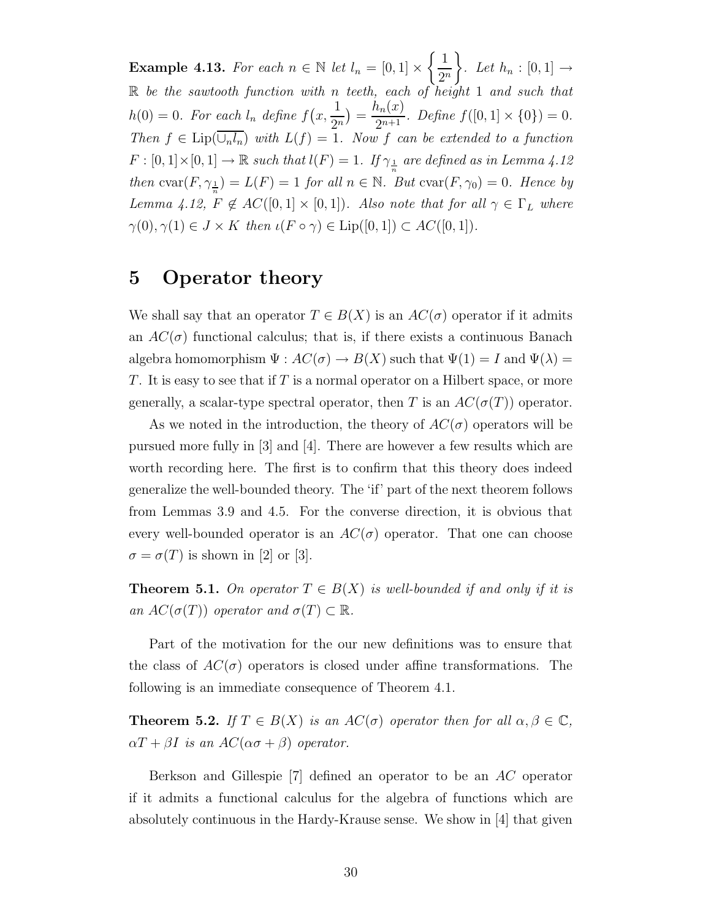**Example 4.13.** *For each $n \in \mathbb{N}$ let $l_n = [0,1] \times \left\{\frac{1}{2^n}\right\}$. Let $h_n : [0,1] \to \mathbb{R}$ be the sawtooth function with $n$ teeth, each of height 1 and such that $h(0) = 0$. For each $l_n$ define $f\big(x, \frac{1}{2^n}\big) = \frac{h_n(x)}{2^{n+1}}$. Define $f([0,1] \times \{0\}) = 0$. Then $f \in \mathrm{Lip}(\overline{\cup_n l_n})$ with $L(f) = 1$. Now $f$ can be extended to a function $F : [0,1] \times [0,1] \to \mathbb{R}$ such that $l(F) = 1$. If $\gamma_{\frac{1}{n}}$ are defined as in Lemma 4.12 then $\mathrm{cvar}(F, \gamma_{\frac{1}{n}}) = L(F) = 1$ for all $n \in \mathbb{N}$. But $\mathrm{cvar}(F, \gamma_0) = 0$. Hence by Lemma 4.12, $F \notin AC([0,1] \times [0,1])$. Also note that for all $\gamma \in \Gamma_L$ where $\gamma(0), \gamma(1) \in J \times K$ then $\iota(F \circ \gamma) \in \mathrm{Lip}([0,1]) \subset AC([0,1])$.*

# 5 Operator theory

We shall say that an operator $T \in B(X)$ is an $AC(\sigma)$ operator if it admits an $AC(\sigma)$ functional calculus; that is, if there exists a continuous Banach algebra homomorphism $\Psi : AC(\sigma) \to B(X)$ such that $\Psi(1) = I$ and $\Psi(\lambda) = T$. It is easy to see that if $T$ is a normal operator on a Hilbert space, or more generally, a scalar-type spectral operator, then $T$ is an $AC(\sigma(T))$ operator.

As we noted in the introduction, the theory of $AC(\sigma)$ operators will be pursued more fully in [3] and [4]. There are however a few results which are worth recording here. The first is to confirm that this theory does indeed generalize the well-bounded theory. The 'if' part of the next theorem follows from Lemmas 3.9 and 4.5. For the converse direction, it is obvious that every well-bounded operator is an $AC(\sigma)$ operator. That one can choose $\sigma = \sigma(T)$ is shown in [2] or [3].

**Theorem 5.1.** *On operator $T \in B(X)$ is well-bounded if and only if it is an $AC(\sigma(T))$ operator and $\sigma(T) \subset \mathbb{R}$.*

Part of the motivation for the our new definitions was to ensure that the class of $AC(\sigma)$ operators is closed under affine transformations. The following is an immediate consequence of Theorem 4.1.

**Theorem 5.2.** *If $T \in B(X)$ is an $AC(\sigma)$ operator then for all $\alpha, \beta \in \mathbb{C}$, $\alpha T + \beta I$ is an $AC(\alpha\sigma + \beta)$ operator.*

Berkson and Gillespie [7] defined an operator to be an $AC$ operator if it admits a functional calculus for the algebra of functions which are absolutely continuous in the Hardy-Krause sense. We show in [4] that given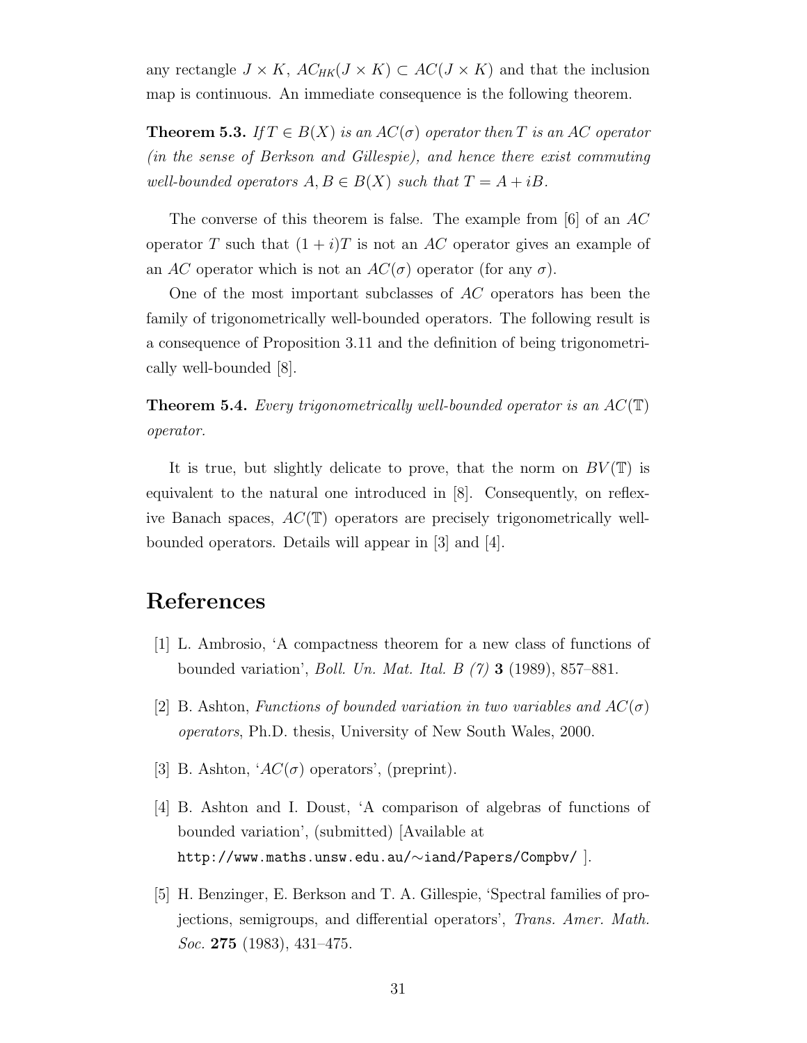any rectangle $J \times K$, $AC_{HK}(J \times K) \subset AC(J \times K)$ and that the inclusion map is continuous. An immediate consequence is the following theorem.

**Theorem 5.3.** *If $T \in B(X)$ is an $AC(\sigma)$ operator then $T$ is an $AC$ operator (in the sense of Berkson and Gillespie), and hence there exist commuting well-bounded operators $A, B \in B(X)$ such that $T = A + iB$.*

The converse of this theorem is false. The example from [6] of an $AC$ operator $T$ such that $(1 + i)T$ is not an $AC$ operator gives an example of an $AC$ operator which is not an $AC(\sigma)$ operator (for any $\sigma$).

One of the most important subclasses of $AC$ operators has been the family of trigonometrically well-bounded operators. The following result is a consequence of Proposition 3.11 and the definition of being trigonometrically well-bounded [8].

**Theorem 5.4.** *Every trigonometrically well-bounded operator is an $AC(\mathbb{T})$ operator.*

It is true, but slightly delicate to prove, that the norm on $BV(\mathbb{T})$ is equivalent to the natural one introduced in [8]. Consequently, on reflexive Banach spaces, $AC(\mathbb{T})$ operators are precisely trigonometrically well-bounded operators. Details will appear in [3] and [4].

# References

[1] L. Ambrosio, 'A compactness theorem for a new class of functions of bounded variation', *Boll. Un. Mat. Ital. B (7)* **3** (1989), 857–881.

[2] B. Ashton, *Functions of bounded variation in two variables and $AC(\sigma)$ operators*, Ph.D. thesis, University of New South Wales, 2000.

[3] B. Ashton, '$AC(\sigma)$ operators', (preprint).

[4] B. Ashton and I. Doust, 'A comparison of algebras of functions of bounded variation', (submitted) [Available at `http://www.maths.unsw.edu.au/~iand/Papers/Compbv/` ].

[5] H. Benzinger, E. Berkson and T. A. Gillespie, 'Spectral families of projections, semigroups, and differential operators', *Trans. Amer. Math. Soc.* **275** (1983), 431–475.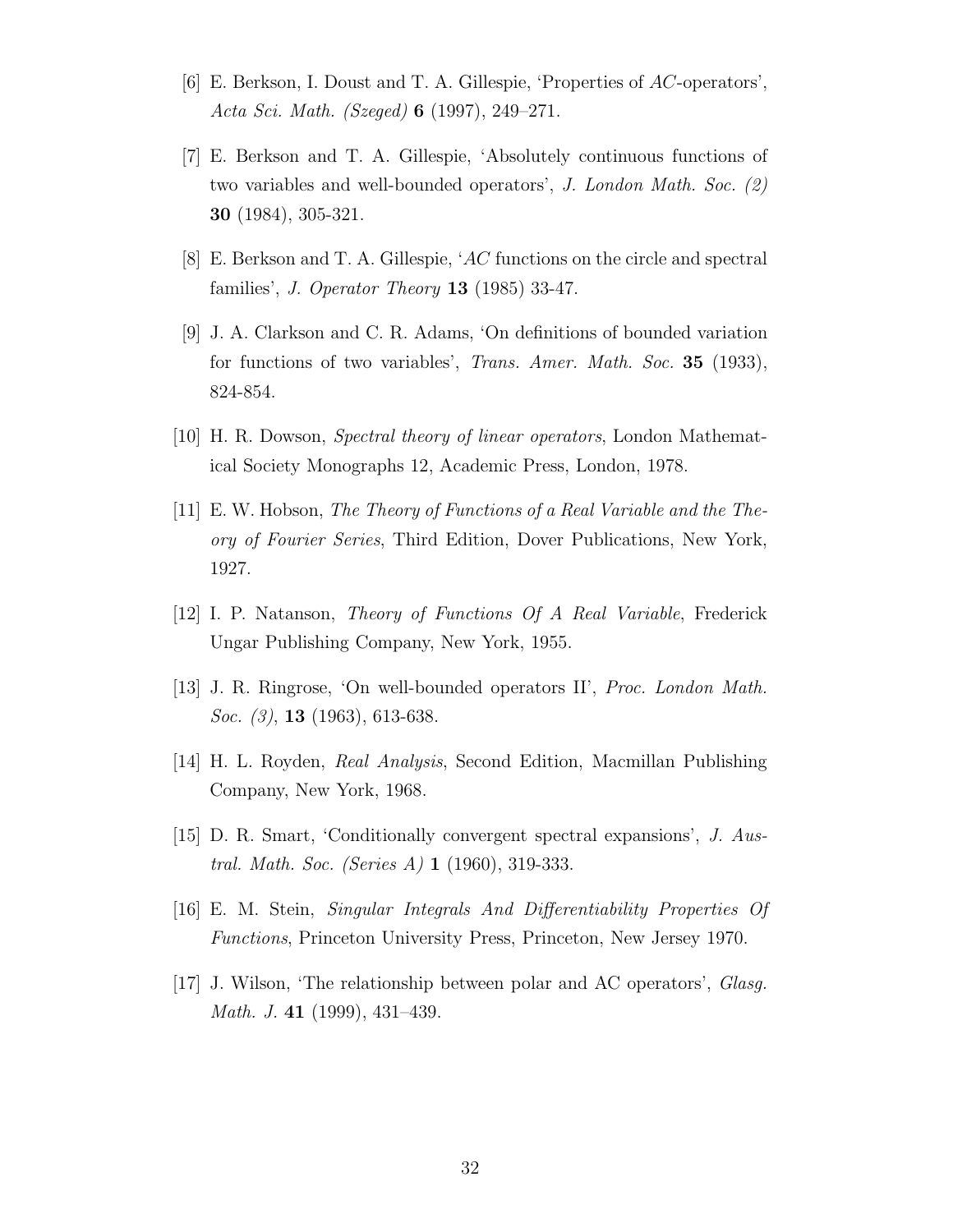[6] E. Berkson, I. Doust and T. A. Gillespie, 'Properties of *AC*-operators', *Acta Sci. Math. (Szeged)* **6** (1997), 249–271.

[7] E. Berkson and T. A. Gillespie, 'Absolutely continuous functions of two variables and well-bounded operators', *J. London Math. Soc. (2)* **30** (1984), 305-321.

[8] E. Berkson and T. A. Gillespie, '*AC* functions on the circle and spectral families', *J. Operator Theory* **13** (1985) 33-47.

[9] J. A. Clarkson and C. R. Adams, 'On definitions of bounded variation for functions of two variables', *Trans. Amer. Math. Soc.* **35** (1933), 824-854.

[10] H. R. Dowson, *Spectral theory of linear operators*, London Mathematical Society Monographs 12, Academic Press, London, 1978.

[11] E. W. Hobson, *The Theory of Functions of a Real Variable and the Theory of Fourier Series*, Third Edition, Dover Publications, New York, 1927.

[12] I. P. Natanson, *Theory of Functions Of A Real Variable*, Frederick Ungar Publishing Company, New York, 1955.

[13] J. R. Ringrose, 'On well-bounded operators II', *Proc. London Math. Soc. (3)*, **13** (1963), 613-638.

[14] H. L. Royden, *Real Analysis*, Second Edition, Macmillan Publishing Company, New York, 1968.

[15] D. R. Smart, 'Conditionally convergent spectral expansions', *J. Austral. Math. Soc. (Series A)* **1** (1960), 319-333.

[16] E. M. Stein, *Singular Integrals And Differentiability Properties Of Functions*, Princeton University Press, Princeton, New Jersey 1970.

[17] J. Wilson, 'The relationship between polar and AC operators', *Glasg. Math. J.* **41** (1999), 431–439.